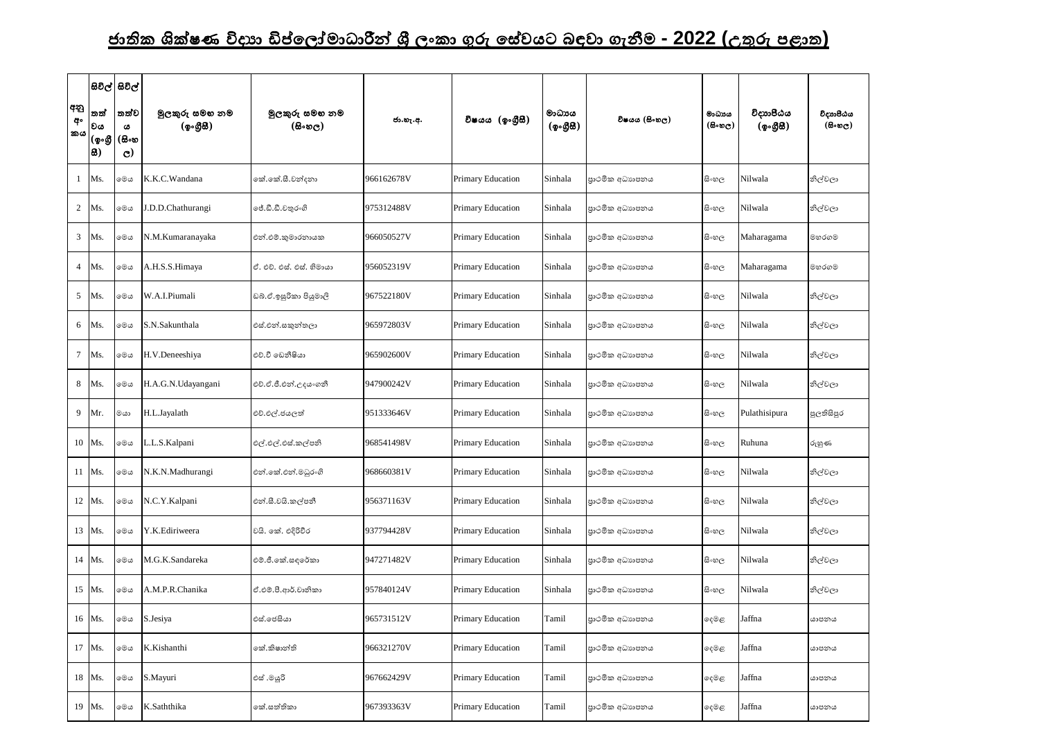# ජාතික ශික්ෂණ විද්‍යා ඩිප්ලෝමාධාරීන් ශ්‍රී ලංකා ගුරු සේවයට බඳවා ගැනීම - 2022 (උතුරු පළාත)

| අනු අංකය | සිවිල් තත්වය (ඉංග්‍රීසි) | සිවිල් තත්වය (සිංහල) | මුලකුරු සමඟ නම (ඉංග්‍රීසි) | මුලකුරු සමඟ නම (සිංහල) | ජා.හැ.අ. | විෂයය (ඉංග්‍රීසි) | මාධ්‍යය (ඉංග්‍රීසි) | විෂයය (සිංහල) | මාධ්‍යය (සිංහල) | විද්‍යාපීඨය (ඉංග්‍රීසි) | විද්‍යාපීඨය (සිංහල) |
|---|---|---|---|---|---|---|---|---|---|---|---|
| 1 | Ms. | මෙය | K.K.C.Wandana | කේ.කේ.සී.වන්දනා | 966162678V | Primary Education | Sinhala | ප්‍රාථමික අධ්‍යාපනය | සිංහල | Nilwala | නිල්වලා |
| 2 | Ms. | මෙය | J.D.D.Chathurangi | ජේ.ඩී.ඩී.චතුරංගි | 975312488V | Primary Education | Sinhala | ප්‍රාථමික අධ්‍යාපනය | සිංහල | Nilwala | නිල්වලා |
| 3 | Ms. | මෙය | N.M.Kumaranayaka | එන්.එම්.කුමාරනායක | 966050527V | Primary Education | Sinhala | ප්‍රාථමික අධ්‍යාපනය | සිංහල | Maharagama | මහරගම |
| 4 | Ms. | මෙය | A.H.S.S.Himaya | ඒ. එච්. එස්. එස්. හිමායා | 956052319V | Primary Education | Sinhala | ප්‍රාථමික අධ්‍යාපනය | සිංහල | Maharagama | මහරගම |
| 5 | Ms. | මෙය | W.A.I.Piumali | ඩබ්.ඒ.ඉසුරිකා පියුමාලි | 967522180V | Primary Education | Sinhala | ප්‍රාථමික අධ්‍යාපනය | සිංහල | Nilwala | නිල්වලා |
| 6 | Ms. | මෙය | S.N.Sakunthala | එස්.එන්.සකුන්තලා | 965972803V | Primary Education | Sinhala | ප්‍රාථමික අධ්‍යාපනය | සිංහල | Nilwala | නිල්වලා |
| 7 | Ms. | මෙය | H.V.Deneeshiya | එච්.වී ඩෙනීෂියා | 965902600V | Primary Education | Sinhala | ප්‍රාථමික අධ්‍යාපනය | සිංහල | Nilwala | නිල්වලා |
| 8 | Ms. | මෙය | H.A.G.N.Udayangani | එච්.ඒ.ජී.එන්.උදයංගනී | 947900242V | Primary Education | Sinhala | ප්‍රාථමික අධ්‍යාපනය | සිංහල | Nilwala | නිල්වලා |
| 9 | Mr. | මයා | H.L.Jayalath | එච්.එල්.ජයලත් | 951333646V | Primary Education | Sinhala | ප්‍රාථමික අධ්‍යාපනය | සිංහල | Pulathisipura | පුලතිසිපුර |
| 10 | Ms. | මෙය | L.L.S.Kalpani | එල්.එල්.එස්.කල්පනි | 968541498V | Primary Education | Sinhala | ප්‍රාථමික අධ්‍යාපනය | සිංහල | Ruhuna | රුහුණ |
| 11 | Ms. | මෙය | N.K.N.Madhurangi | එන්.කේ.එන්.මධුරංගි | 968660381V | Primary Education | Sinhala | ප්‍රාථමික අධ්‍යාපනය | සිංහල | Nilwala | නිල්වලා |
| 12 | Ms. | මෙය | N.C.Y.Kalpani | එන්.සී.වයි.කල්පනී | 956371163V | Primary Education | Sinhala | ප්‍රාථමික අධ්‍යාපනය | සිංහල | Nilwala | නිල්වලා |
| 13 | Ms. | මෙය | Y.K.Ediriweera | වයි. කේ. එදිරිවීර | 937794428V | Primary Education | Sinhala | ප්‍රාථමික අධ්‍යාපනය | සිංහල | Nilwala | නිල්වලා |
| 14 | Ms. | මෙය | M.G.K.Sandareka | එම්.ජී.කේ.සඳරේකා | 947271482V | Primary Education | Sinhala | ප්‍රාථමික අධ්‍යාපනය | සිංහල | Nilwala | නිල්වලා |
| 15 | Ms. | මෙය | A.M.P.R.Chanika | ඒ.එම්.පී.ආර්.චානිකා | 957840124V | Primary Education | Sinhala | ප්‍රාථමික අධ්‍යාපනය | සිංහල | Nilwala | නිල්වලා |
| 16 | Ms. | මෙය | S.Jesiya | එස්.ජෙසියා | 965731512V | Primary Education | Tamil | ප්‍රාථමික අධ්‍යාපනය | දෙමළ | Jaffna | යාපනය |
| 17 | Ms. | මෙය | K.Kishanthi | කේ.කිෂාන්ති | 966321270V | Primary Education | Tamil | ප්‍රාථමික අධ්‍යාපනය | දෙමළ | Jaffna | යාපනය |
| 18 | Ms. | මෙය | S.Mayuri | එස් .මයූරි | 967662429V | Primary Education | Tamil | ප්‍රාථමික අධ්‍යාපනය | දෙමළ | Jaffna | යාපනය |
| 19 | Ms. | මෙය | K.Saththika | කේ.සත්තිකා | 967393363V | Primary Education | Tamil | ප්‍රාථමික අධ්‍යාපනය | දෙමළ | Jaffna | යාපනය |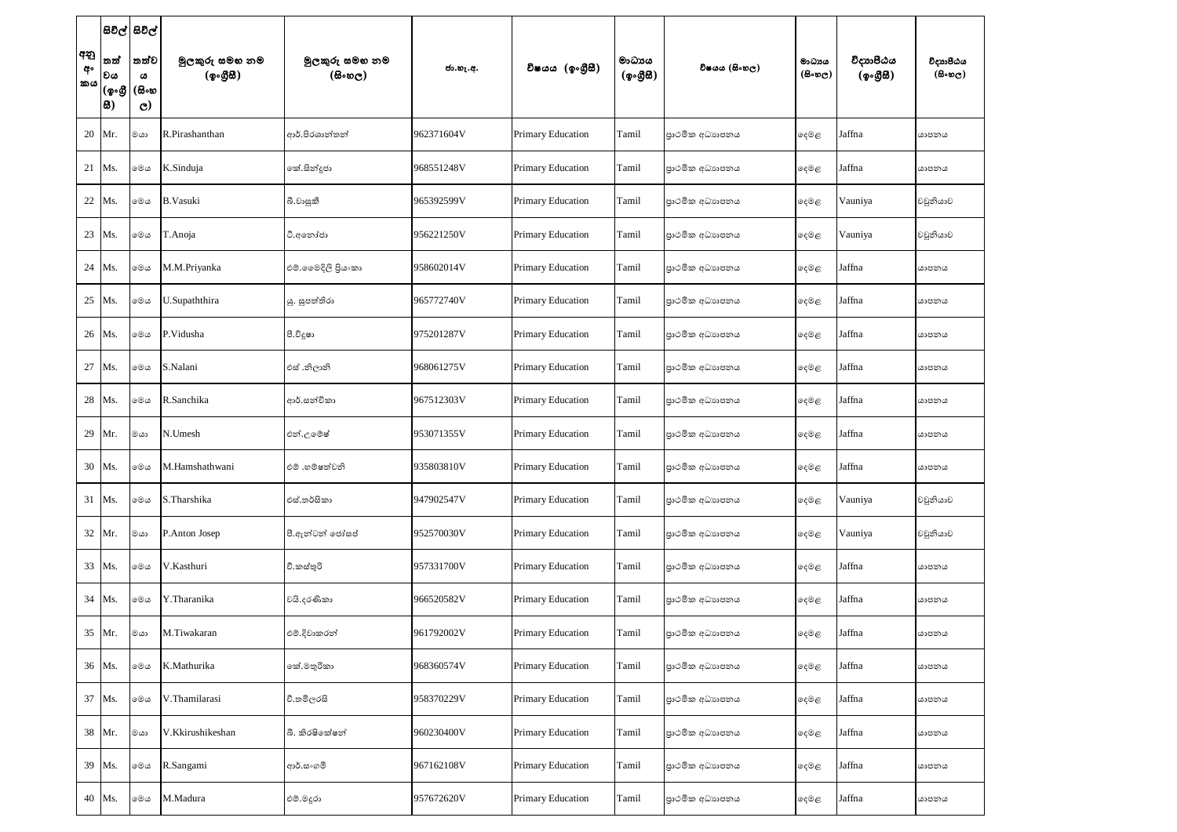| අනු අංකය | සිවිල් තත්වය (ඉංග්‍රීසි) | සිවිල් තත්වය (සිංහල) | මුලකුරු සමඟ නම (ඉංග්‍රීසි) | මුලකුරු සමඟ නම (සිංහල) | ජා.හැ.අ. | විෂයය (ඉංග්‍රීසි) | මාධ්‍යය (ඉංග්‍රීසි) | විෂයය (සිංහල) | මාධ්‍යය (සිංහල) | විද්‍යාපීඨය (ඉංග්‍රීසි) | විද්‍යාපීඨය (සිංහල) |
|---|---|---|---|---|---|---|---|---|---|---|---|
| 20 | Mr. | මයා | R.Pirashanthan | ආර්.පිරශාන්තන් | 962371604V | Primary Education | Tamil | ප්‍රාථමික අධ්‍යාපනය | දෙමළ | Jaffna | යාපනය |
| 21 | Ms. | මෙය | K.Sinduja | කේ.සින්දුජා | 968551248V | Primary Education | Tamil | ප්‍රාථමික අධ්‍යාපනය | දෙමළ | Jaffna | යාපනය |
| 22 | Ms. | මෙය | B.Vasuki | බී.වාසුකී | 965392599V | Primary Education | Tamil | ප්‍රාථමික අධ්‍යාපනය | දෙමළ | Vauniya | වවුනියාව |
| 23 | Ms. | මෙය | T.Anoja | ටී.අනෝජා | 956221250V | Primary Education | Tamil | ප්‍රාථමික අධ්‍යාපනය | දෙමළ | Vauniya | වවුනියාව |
| 24 | Ms. | මෙය | M.M.Priyanka | එම්.මෛදිලි ප්‍රියංකා | 958602014V | Primary Education | Tamil | ප්‍රාථමික අධ්‍යාපනය | දෙමළ | Jaffna | යාපනය |
| 25 | Ms. | මෙය | U.Supaththira | යු. සුපත්තිරා | 965772740V | Primary Education | Tamil | ප්‍රාථමික අධ්‍යාපනය | දෙමළ | Jaffna | යාපනය |
| 26 | Ms. | මෙය | P.Vidusha | පී.විදූෂා | 975201287V | Primary Education | Tamil | ප්‍රාථමික අධ්‍යාපනය | දෙමළ | Jaffna | යාපනය |
| 27 | Ms. | මෙය | S.Nalani | එස් .නිලානි | 968061275V | Primary Education | Tamil | ප්‍රාථමික අධ්‍යාපනය | දෙමළ | Jaffna | යාපනය |
| 28 | Ms. | මෙය | R.Sanchika | ආර්.සන්චිකා | 967512303V | Primary Education | Tamil | ප්‍රාථමික අධ්‍යාපනය | දෙමළ | Jaffna | යාපනය |
| 29 | Mr. | මයා | N.Umesh | එන්.උමේෂ් | 953071355V | Primary Education | Tamil | ප්‍රාථමික අධ්‍යාපනය | දෙමළ | Jaffna | යාපනය |
| 30 | Ms. | මෙය | M.Hamshathwani | එම් .හම්ෂත්වනි | 935803810V | Primary Education | Tamil | ප්‍රාථමික අධ්‍යාපනය | දෙමළ | Jaffna | යාපනය |
| 31 | Ms. | මෙය | S.Tharshika | එස්.තර්ෂිකා | 947902547V | Primary Education | Tamil | ප්‍රාථමික අධ්‍යාපනය | දෙමළ | Vauniya | වවුනියාව |
| 32 | Mr. | මයා | P.Anton Josep | පී.ඇන්ටන් ජෝසප් | 952570030V | Primary Education | Tamil | ප්‍රාථමික අධ්‍යාපනය | දෙමළ | Vauniya | වවුනියාව |
| 33 | Ms. | මෙය | V.Kasthuri | වී.කස්තූරි | 957331700V | Primary Education | Tamil | ප්‍රාථමික අධ්‍යාපනය | දෙමළ | Jaffna | යාපනය |
| 34 | Ms. | මෙය | Y.Tharanika | වයි.දරණිකා | 966520582V | Primary Education | Tamil | ප්‍රාථමික අධ්‍යාපනය | දෙමළ | Jaffna | යාපනය |
| 35 | Mr. | මයා | M.Tiwakaran | එම්.දිවාකරන් | 961792002V | Primary Education | Tamil | ප්‍රාථමික අධ්‍යාපනය | දෙමළ | Jaffna | යාපනය |
| 36 | Ms. | මෙය | K.Mathurika | කේ.මතුරිකා | 968360574V | Primary Education | Tamil | ප්‍රාථමික අධ්‍යාපනය | දෙමළ | Jaffna | යාපනය |
| 37 | Ms. | මෙය | V.Thamilarasi | වී.තමිලරසි | 958370229V | Primary Education | Tamil | ප්‍රාථමික අධ්‍යාපනය | දෙමළ | Jaffna | යාපනය |
| 38 | Mr. | මයා | V.Kkirushikeshan | බී. කිරෂිකේෂන් | 960230400V | Primary Education | Tamil | ප්‍රාථමික අධ්‍යාපනය | දෙමළ | Jaffna | යාපනය |
| 39 | Ms. | මෙය | R.Sangami | ආර්.සංගමී | 967162108V | Primary Education | Tamil | ප්‍රාථමික අධ්‍යාපනය | දෙමළ | Jaffna | යාපනය |
| 40 | Ms. | මෙය | M.Madura | එම්.මදුරා | 957672620V | Primary Education | Tamil | ප්‍රාථමික අධ්‍යාපනය | දෙමළ | Jaffna | යාපනය |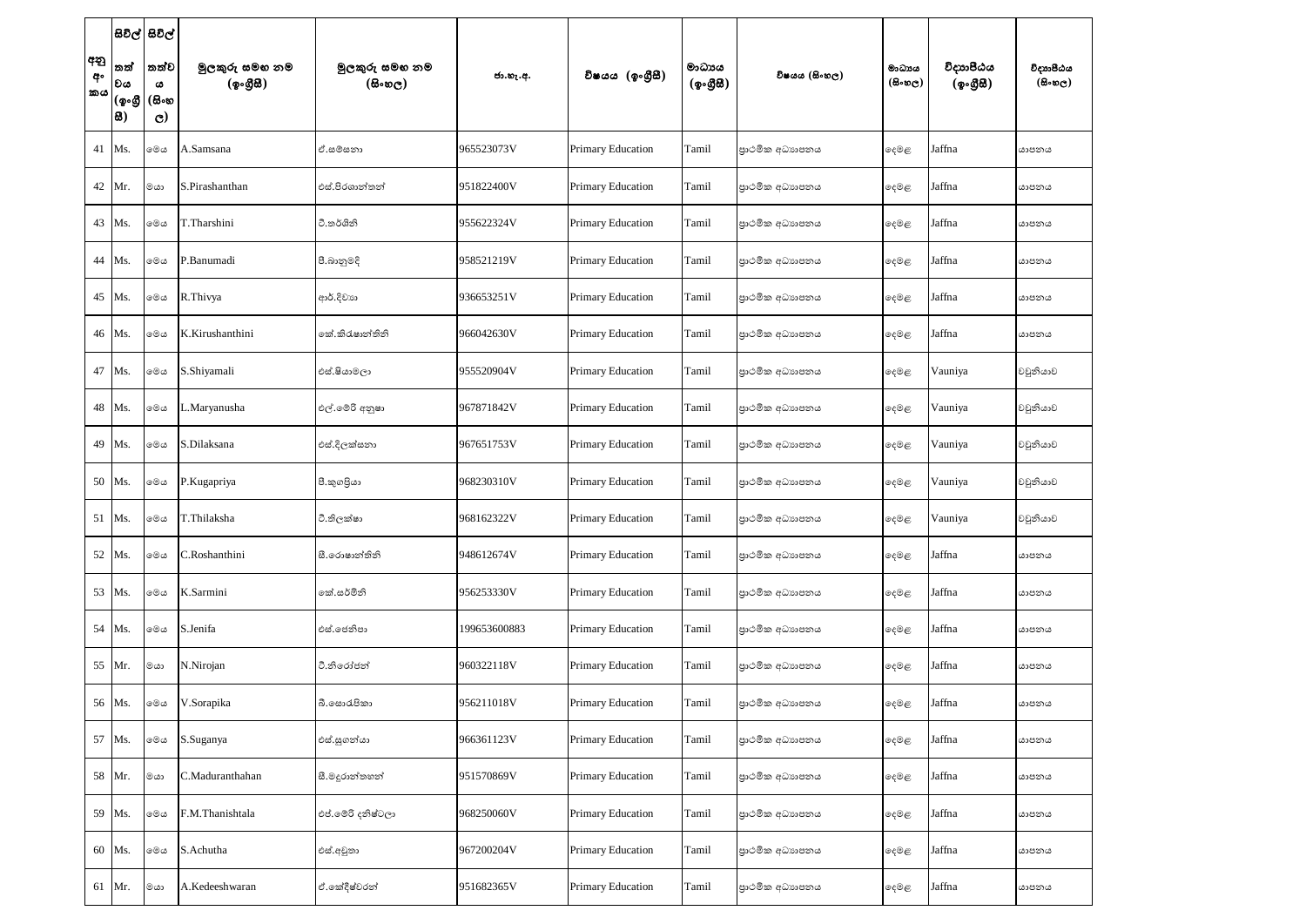| අනු අංකය | සිවිල් තත්වය (ඉංග්‍රීසි) | සිවිල් තත්වය (සිංහල) | මුලකුරු සමඟ නම (ඉංග්‍රීසි) | මුලකුරු සමඟ නම (සිංහල) | ජා.හැ.අ. | විෂයය (ඉංග්‍රීසි) | මාධ්‍යය (ඉංග්‍රීසි) | විෂයය (සිංහල) | මාධ්‍යය (සිංහල) | විද්‍යාපීඨය (ඉංග්‍රීසි) | විද්‍යාපීඨය (සිංහල) |
|---|---|---|---|---|---|---|---|---|---|---|---|
| 41 | Ms. | මෙය | A.Samsana | ඒ.සම්සනා | 965523073V | Primary Education | Tamil | ප්‍රාථමික අධ්‍යාපනය | දෙමළ | Jaffna | යාපනය |
| 42 | Mr. | මයා | S.Pirashanthan | එස්.පිරශාන්තන් | 951822400V | Primary Education | Tamil | ප්‍රාථමික අධ්‍යාපනය | දෙමළ | Jaffna | යාපනය |
| 43 | Ms. | මෙය | T.Tharshini | ටී.තර්ශිනි | 955622324V | Primary Education | Tamil | ප්‍රාථමික අධ්‍යාපනය | දෙමළ | Jaffna | යාපනය |
| 44 | Ms. | මෙය | P.Banumadi | පී.බානුමදි | 958521219V | Primary Education | Tamil | ප්‍රාථමික අධ්‍යාපනය | දෙමළ | Jaffna | යාපනය |
| 45 | Ms. | මෙය | R.Thivya | ආර්.දිව්‍යා | 936653251V | Primary Education | Tamil | ප්‍රාථමික අධ්‍යාපනය | දෙමළ | Jaffna | යාපනය |
| 46 | Ms. | මෙය | K.Kirushanthini | කේ.කිරුෂාන්තිනි | 966042630V | Primary Education | Tamil | ප්‍රාථමික අධ්‍යාපනය | දෙමළ | Jaffna | යාපනය |
| 47 | Ms. | මෙය | S.Shiyamali | එස්.ෂියාමලා | 955520904V | Primary Education | Tamil | ප්‍රාථමික අධ්‍යාපනය | දෙමළ | Vauniya | වවුනියාව |
| 48 | Ms. | මෙය | L.Maryanusha | එල්.මේරි අනූෂා | 967871842V | Primary Education | Tamil | ප්‍රාථමික අධ්‍යාපනය | දෙමළ | Vauniya | වවුනියාව |
| 49 | Ms. | මෙය | S.Dilaksana | එස්.දිලක්සනා | 967651753V | Primary Education | Tamil | ප්‍රාථමික අධ්‍යාපනය | දෙමළ | Vauniya | වවුනියාව |
| 50 | Ms. | මෙය | P.Kugapriya | පී.කුගප්‍රියා | 968230310V | Primary Education | Tamil | ප්‍රාථමික අධ්‍යාපනය | දෙමළ | Vauniya | වවුනියාව |
| 51 | Ms. | මෙය | T.Thilaksha | ටී.තිලක්ෂා | 968162322V | Primary Education | Tamil | ප්‍රාථමික අධ්‍යාපනය | දෙමළ | Vauniya | වවුනියාව |
| 52 | Ms. | මෙය | C.Roshanthini | සී.රොෂාන්තිනි | 948612674V | Primary Education | Tamil | ප්‍රාථමික අධ්‍යාපනය | දෙමළ | Jaffna | යාපනය |
| 53 | Ms. | මෙය | K.Sarmini | කේ.සර්මිනි | 956253330V | Primary Education | Tamil | ප්‍රාථමික අධ්‍යාපනය | දෙමළ | Jaffna | යාපනය |
| 54 | Ms. | මෙය | S.Jenifa | එස්.ජෙනිපා | 199653600883 | Primary Education | Tamil | ප්‍රාථමික අධ්‍යාපනය | දෙමළ | Jaffna | යාපනය |
| 55 | Mr. | මයා | N.Nirojan | ටී.නිරෝජන් | 960322118V | Primary Education | Tamil | ප්‍රාථමික අධ්‍යාපනය | දෙමළ | Jaffna | යාපනය |
| 56 | Ms. | මෙය | V.Sorapika | බී.සොරපිකා | 956211018V | Primary Education | Tamil | ප්‍රාථමික අධ්‍යාපනය | දෙමළ | Jaffna | යාපනය |
| 57 | Ms. | මෙය | S.Suganya | එස්.සුගන්යා | 966361123V | Primary Education | Tamil | ප්‍රාථමික අධ්‍යාපනය | දෙමළ | Jaffna | යාපනය |
| 58 | Mr. | මයා | C.Maduranthahan | සී.මදුරාන්තහන් | 951570869V | Primary Education | Tamil | ප්‍රාථමික අධ්‍යාපනය | දෙමළ | Jaffna | යාපනය |
| 59 | Ms. | මෙය | F.M.Thanishtala | එෆ්.මේරි දනිෂ්ටලා | 968250060V | Primary Education | Tamil | ප්‍රාථමික අධ්‍යාපනය | දෙමළ | Jaffna | යාපනය |
| 60 | Ms. | මෙය | S.Achutha | එස්.අචුතා | 967200204V | Primary Education | Tamil | ප්‍රාථමික අධ්‍යාපනය | දෙමළ | Jaffna | යාපනය |
| 61 | Mr. | මයා | A.Kedeeshwaran | ඒ.කේදීෂ්වරන් | 951682365V | Primary Education | Tamil | ප්‍රාථමික අධ්‍යාපනය | දෙමළ | Jaffna | යාපනය |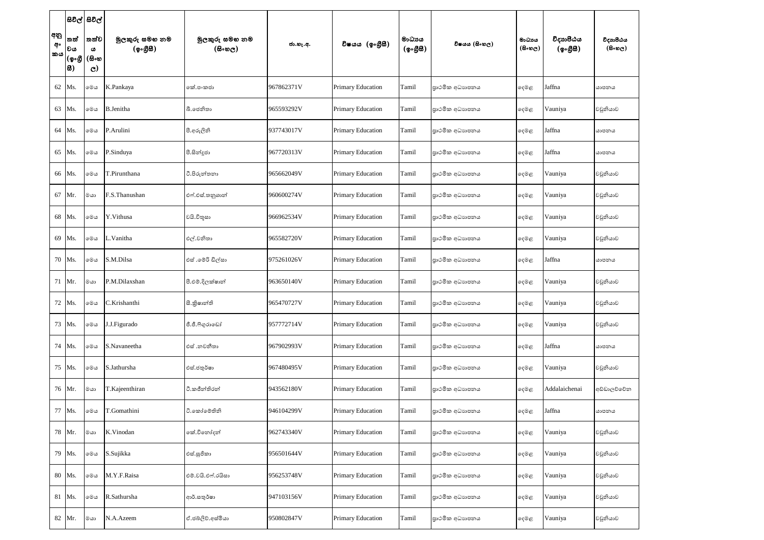| අනු අංකය | සිවිල් තත්වය (ඉංග්‍රීසි) | සිවිල් තත්වය (සිංහල) | මුලකුරු සමඟ නම (ඉංග්‍රීසි) | මුලකුරු සමඟ නම (සිංහල) | ජා.හැ.අ. | විෂයය (ඉංග්‍රීසි) | මාධ්‍යය (ඉංග්‍රීසි) | විෂයය (සිංහල) | මාධ්‍යය (සිංහල) | විද්‍යාපීඨය (ඉංග්‍රීසි) | විද්‍යාපීඨය (සිංහල) |
|---|---|---|---|---|---|---|---|---|---|---|---|
| 62 | Ms. | මෙය | K.Pankaya | කේ.පංකජා | 967862371V | Primary Education | Tamil | ප්‍රාථමික අධ්‍යාපනය | දෙමළ | Jaffna | යාපනය |
| 63 | Ms. | මෙය | B.Jenitha | බී.ජෙනිතා | 965593292V | Primary Education | Tamil | ප්‍රාථමික අධ්‍යාපනය | දෙමළ | Vauniya | වවුනියාව |
| 64 | Ms. | මෙය | P.Arulini | පී.අරුලිනි | 937743017V | Primary Education | Tamil | ප්‍රාථමික අධ්‍යාපනය | දෙමළ | Jaffna | යාපනය |
| 65 | Ms. | මෙය | P.Sinduya | පී.සින්දුජා | 967720313V | Primary Education | Tamil | ප්‍රාථමික අධ්‍යාපනය | දෙමළ | Jaffna | යාපනය |
| 66 | Ms. | මෙය | T.Pirunthana | ටී.පිරුන්තනා | 965662049V | Primary Education | Tamil | ප්‍රාථමික අධ්‍යාපනය | දෙමළ | Vauniya | වවුනියාව |
| 67 | Mr. | මයා | F.S.Thanushan | එෆ්.එස්.තනුශාන් | 960600274V | Primary Education | Tamil | ප්‍රාථමික අධ්‍යාපනය | දෙමළ | Vauniya | වවුනියාව |
| 68 | Ms. | මෙය | Y.Vithusa | වයි.විතුසා | 966962534V | Primary Education | Tamil | ප්‍රාථමික අධ්‍යාපනය | දෙමළ | Vauniya | වවුනියාව |
| 69 | Ms. | මෙය | L.Vanitha | එල්.වනිතා | 965582720V | Primary Education | Tamil | ප්‍රාථමික අධ්‍යාපනය | දෙමළ | Vauniya | වවුනියාව |
| 70 | Ms. | මෙය | S.M.Dilsa | එස් .මෙරි ඩිල්සා | 975261026V | Primary Education | Tamil | ප්‍රාථමික අධ්‍යාපනය | දෙමළ | Jaffna | යාපනය |
| 71 | Mr. | මයා | P.M.Dilaxshan | පී.එම්.දිලක්ෂාන් | 963650140V | Primary Education | Tamil | ප්‍රාථමික අධ්‍යාපනය | දෙමළ | Vauniya | වවුනියාව |
| 72 | Ms. | මෙය | C.Krishanthi | සී.ක්‍රිෂාන්ති | 965470727V | Primary Education | Tamil | ප්‍රාථමික අධ්‍යාපනය | දෙමළ | Vauniya | වවුනියාව |
| 73 | Ms. | මෙය | J.J.Figurado | ජී.ජී.ෆිගුරාඩෝ | 957772714V | Primary Education | Tamil | ප්‍රාථමික අධ්‍යාපනය | දෙමළ | Vauniya | වවුනියාව |
| 74 | Ms. | මෙය | S.Navaneetha | එස් .නවනීතා | 967902993V | Primary Education | Tamil | ප්‍රාථමික අධ්‍යාපනය | දෙමළ | Jaffna | යාපනය |
| 75 | Ms. | මෙය | S.Jathursha | එස්.ජතුර්ෂා | 967480495V | Primary Education | Tamil | ප්‍රාථමික අධ්‍යාපනය | දෙමළ | Vauniya | වවුනියාව |
| 76 | Mr. | මයා | T.Kajeenthiran | ටී.කජීන්තිරන් | 943562180V | Primary Education | Tamil | ප්‍රාථමික අධ්‍යාපනය | දෙමළ | Addalaichenai | අඩ්ඩාලච්චේන |
| 77 | Ms. | මෙය | T.Gomathini | ටී.කෝමෙතිනි | 946104299V | Primary Education | Tamil | ප්‍රාථමික අධ්‍යාපනය | දෙමළ | Jaffna | යාපනය |
| 78 | Mr. | මයා | K.Vinodan | කේ.විනෝදන් | 962743340V | Primary Education | Tamil | ප්‍රාථමික අධ්‍යාපනය | දෙමළ | Vauniya | වවුනියාව |
| 79 | Ms. | මෙය | S.Sujikka | එස්.සුජිකා | 956501644V | Primary Education | Tamil | ප්‍රාථමික අධ්‍යාපනය | දෙමළ | Vauniya | වවුනියාව |
| 80 | Ms. | මෙය | M.Y.F.Raisa | එම්.වයි.එෆ්.රයිසා | 956253748V | Primary Education | Tamil | ප්‍රාථමික අධ්‍යාපනය | දෙමළ | Vauniya | වවුනියාව |
| 81 | Ms. | මෙය | R.Sathursha | ආර්.සතුර්ෂා | 947103156V | Primary Education | Tamil | ප්‍රාථමික අධ්‍යාපනය | දෙමළ | Vauniya | වවුනියාව |
| 82 | Mr. | මයා | N.A.Azeem | ඒ.ජබලිව්.අස්මියා | 950802847V | Primary Education | Tamil | ප්‍රාථමික අධ්‍යාපනය | දෙමළ | Vauniya | වවුනියාව |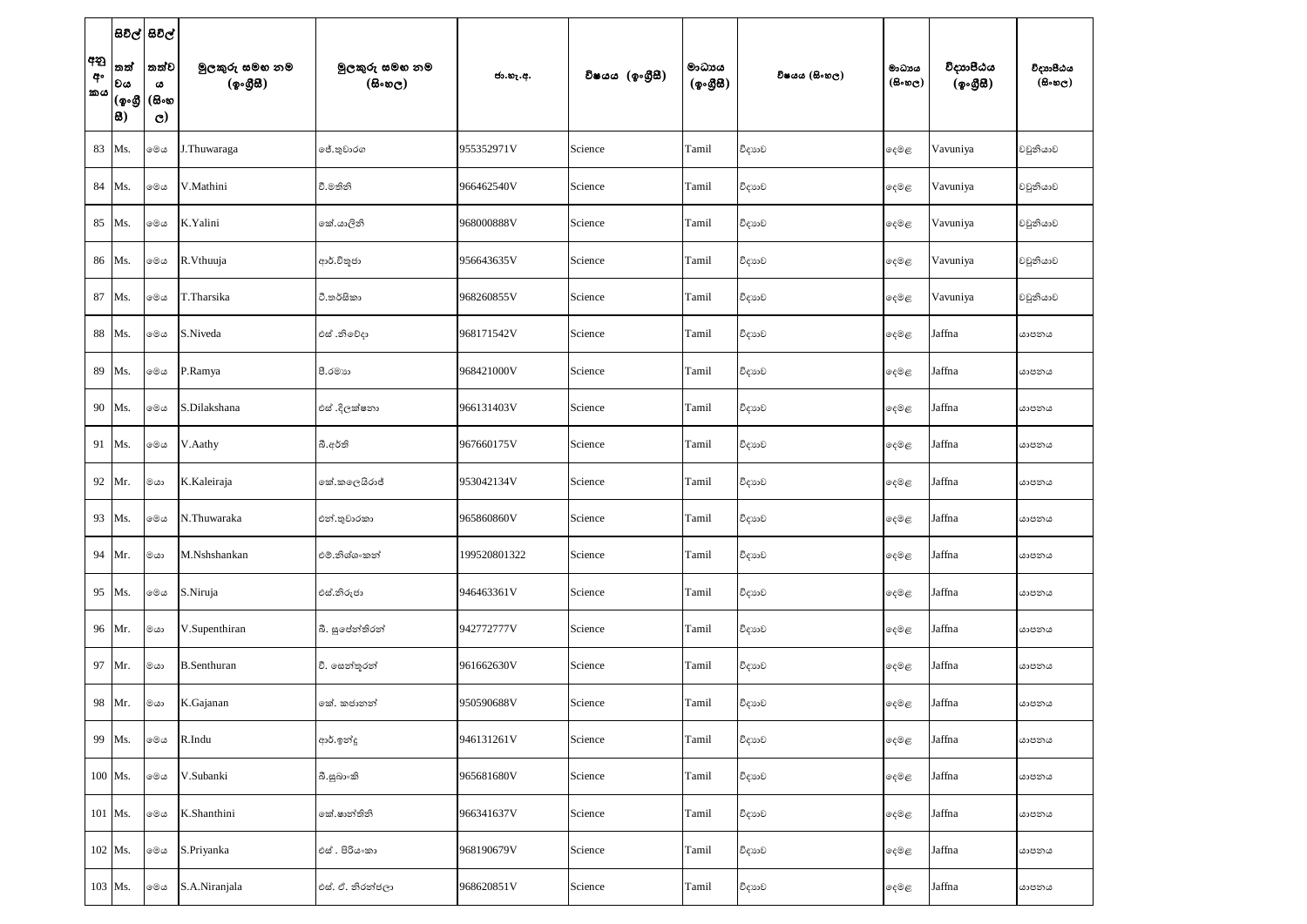| අනු අංකය | සිවිල් තත්වය (ඉංග්‍රීසි) | සිවිල් තත්වය (සිංහල) | මුලකුරු සමඟ නම (ඉංග්‍රීසි) | මුලකුරු සමඟ නම (සිංහල) | ජා.හැ.අ. | විෂයය (ඉංග්‍රීසි) | මාධ්‍යය (ඉංග්‍රීසි) | විෂයය (සිංහල) | මාධ්‍යය (සිංහල) | විද්‍යාපීඨය (ඉංග්‍රීසි) | විද්‍යාපීඨය (සිංහල) |
|---|---|---|---|---|---|---|---|---|---|---|---|
| 83 | Ms. | මෙය | J.Thuwaraga | ජේ.තුවාරග | 955352971V | Science | Tamil | විද්‍යාව | දෙමළ | Vavuniya | වවුනියාව |
| 84 | Ms. | මෙය | V.Mathini | වී.මතිනි | 966462540V | Science | Tamil | විද්‍යාව | දෙමළ | Vavuniya | වවුනියාව |
| 85 | Ms. | මෙය | K.Yalini | කේ.යාලිනි | 968000888V | Science | Tamil | විද්‍යාව | දෙමළ | Vavuniya | වවුනියාව |
| 86 | Ms. | මෙය | R.Vthuuja | ආර්.විතුජා | 956643635V | Science | Tamil | විද්‍යාව | දෙමළ | Vavuniya | වවුනියාව |
| 87 | Ms. | මෙය | T.Tharsika | ටී.තර්සිකා | 968260855V | Science | Tamil | විද්‍යාව | දෙමළ | Vavuniya | වවුනියාව |
| 88 | Ms. | මෙය | S.Niveda | එස් .නිවේදා | 968171542V | Science | Tamil | විද්‍යාව | දෙමළ | Jaffna | යාපනය |
| 89 | Ms. | මෙය | P.Ramya | පී.රම්‍යා | 968421000V | Science | Tamil | විද්‍යාව | දෙමළ | Jaffna | යාපනය |
| 90 | Ms. | මෙය | S.Dilakshana | එස් .දිලක්ෂනා | 966131403V | Science | Tamil | විද්‍යාව | දෙමළ | Jaffna | යාපනය |
| 91 | Ms. | මෙය | V.Aathy | බී.ආර්ති | 967660175V | Science | Tamil | විද්‍යාව | දෙමළ | Jaffna | යාපනය |
| 92 | Mr. | මයා | K.Kaleiraja | කේ.කලෙයිරාජ් | 953042134V | Science | Tamil | විද්‍යාව | දෙමළ | Jaffna | යාපනය |
| 93 | Ms. | මෙය | N.Thuwaraka | එන්.තුවාරකා | 965860860V | Science | Tamil | විද්‍යාව | දෙමළ | Jaffna | යාපනය |
| 94 | Mr. | මයා | M.Nshshankan | එම්.නිශ්ශංකන් | 199520801322 | Science | Tamil | විද්‍යාව | දෙමළ | Jaffna | යාපනය |
| 95 | Ms. | මෙය | S.Niruja | එස්.නිරුජා | 946463361V | Science | Tamil | විද්‍යාව | දෙමළ | Jaffna | යාපනය |
| 96 | Mr. | මයා | V.Supenthiran | බී. සුපේන්තිරන් | 942772777V | Science | Tamil | විද්‍යාව | දෙමළ | Jaffna | යාපනය |
| 97 | Mr. | මයා | B.Senthuran | වී. සෙන්තුරන් | 961662630V | Science | Tamil | විද්‍යාව | දෙමළ | Jaffna | යාපනය |
| 98 | Mr. | මයා | K.Gajanan | කේ. කජානන් | 950590688V | Science | Tamil | විද්‍යාව | දෙමළ | Jaffna | යාපනය |
| 99 | Ms. | මෙය | R.Indu | ආර්.ඉන්දු | 946131261V | Science | Tamil | විද්‍යාව | දෙමළ | Jaffna | යාපනය |
| 100 | Ms. | මෙය | V.Subanki | බී.සුබාංකි | 965681680V | Science | Tamil | විද්‍යාව | දෙමළ | Jaffna | යාපනය |
| 101 | Ms. | මෙය | K.Shanthini | කේ.ෂාන්තිනි | 966341637V | Science | Tamil | විද්‍යාව | දෙමළ | Jaffna | යාපනය |
| 102 | Ms. | මෙය | S.Priyanka | එස් . පිරියංකා | 968190679V | Science | Tamil | විද්‍යාව | දෙමළ | Jaffna | යාපනය |
| 103 | Ms. | මෙය | S.A.Niranjala | එස්. ඒ. නිරන්ජලා | 968620851V | Science | Tamil | විද්‍යාව | දෙමළ | Jaffna | යාපනය |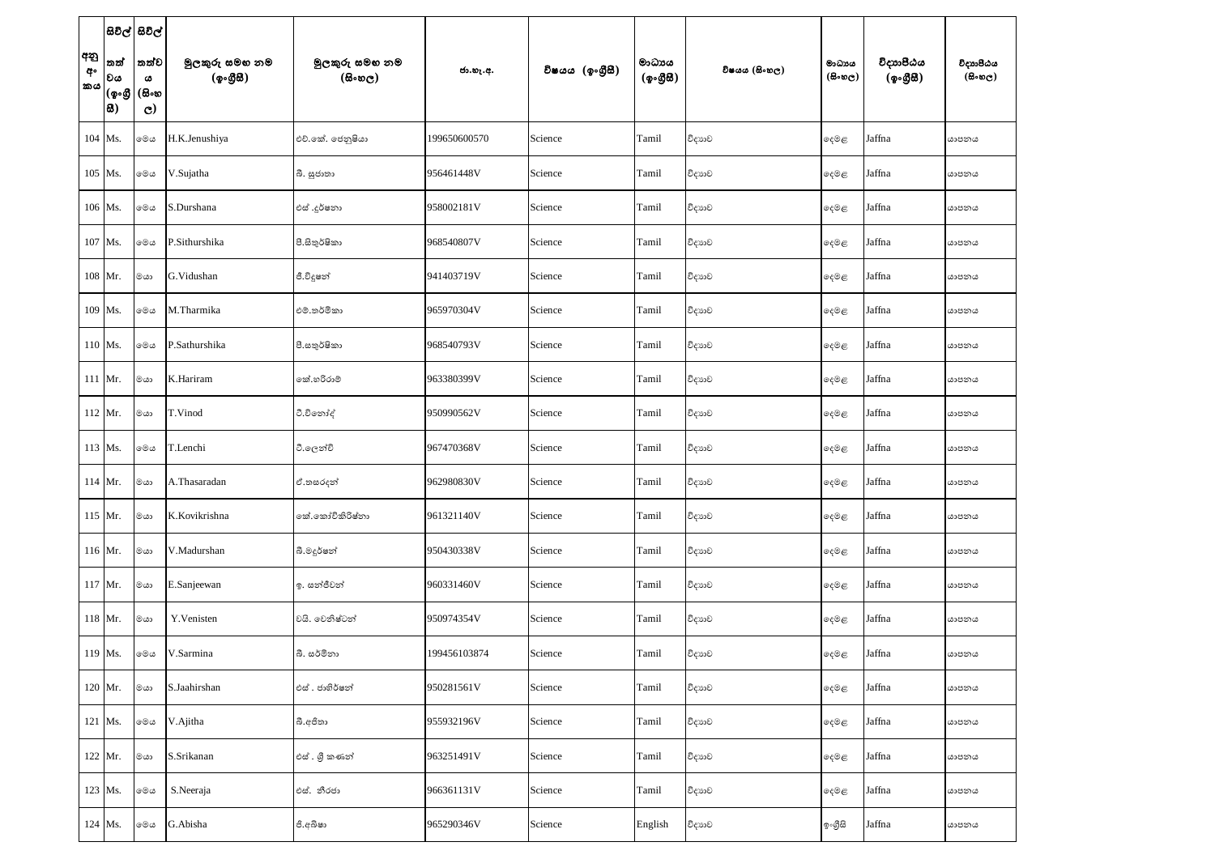| අනු අංකය | සිවිල් තත්වය (ඉංග්‍රීසි) | සිවිල් තත්වය (සිංහල) | මුලකුරු සමඟ නම (ඉංග්‍රීසි) | මුලකුරු සමඟ නම (සිංහල) | ජා.හැ.අ. | විෂයය (ඉංග්‍රීසි) | මාධ්‍යය (ඉංග්‍රීසි) | විෂයය (සිංහල) | මාධ්‍යය (සිංහල) | විද්‍යාපීඨය (ඉංග්‍රීසි) | විද්‍යාපීඨය (සිංහල) |
|---|---|---|---|---|---|---|---|---|---|---|---|
| 104 | Ms. | මෙය | H.K.Jenushiya | එච්.කේ. ජෙනුෂියා | 199650600570 | Science | Tamil | විද්‍යාව | දෙමළ | Jaffna | යාපනය |
| 105 | Ms. | මෙය | V.Sujatha | වී. සුජාතා | 956461448V | Science | Tamil | විද්‍යාව | දෙමළ | Jaffna | යාපනය |
| 106 | Ms. | මෙය | S.Durshana | එස් .දුර්ෂනා | 958002181V | Science | Tamil | විද්‍යාව | දෙමළ | Jaffna | යාපනය |
| 107 | Ms. | මෙය | P.Sithurshika | පී.සිතුර්ෂිකා | 968540807V | Science | Tamil | විද්‍යාව | දෙමළ | Jaffna | යාපනය |
| 108 | Mr. | මයා | G.Vidushan | ජී.විදූෂන් | 941403719V | Science | Tamil | විද්‍යාව | දෙමළ | Jaffna | යාපනය |
| 109 | Ms. | මෙය | M.Tharmika | එම්.තර්මිකා | 965970304V | Science | Tamil | විද්‍යාව | දෙමළ | Jaffna | යාපනය |
| 110 | Ms. | මෙය | P.Sathurshika | පී.සතුර්ෂිකා | 968540793V | Science | Tamil | විද්‍යාව | දෙමළ | Jaffna | යාපනය |
| 111 | Mr. | මයා | K.Hariram | කේ.හරිරාම් | 963380399V | Science | Tamil | විද්‍යාව | දෙමළ | Jaffna | යාපනය |
| 112 | Mr. | මයා | T.Vinod | ටී.විනෝද් | 950990562V | Science | Tamil | විද්‍යාව | දෙමළ | Jaffna | යාපනය |
| 113 | Ms. | මෙය | T.Lenchi | ටී.ලෙන්චි | 967470368V | Science | Tamil | විද්‍යාව | දෙමළ | Jaffna | යාපනය |
| 114 | Mr. | මයා | A.Thasaradan | ඒ.තසරදන් | 962980830V | Science | Tamil | විද්‍යාව | දෙමළ | Jaffna | යාපනය |
| 115 | Mr. | මයා | K.Kovikrishna | කේ.කෝවිකිරිෂ්නා | 961321140V | Science | Tamil | විද්‍යාව | දෙමළ | Jaffna | යාපනය |
| 116 | Mr. | මයා | V.Madurshan | බී.මදූර්ෂන් | 950430338V | Science | Tamil | විද්‍යාව | දෙමළ | Jaffna | යාපනය |
| 117 | Mr. | මයා | E.Sanjeewan | ඉ. සන්ජීවන් | 960331460V | Science | Tamil | විද්‍යාව | දෙමළ | Jaffna | යාපනය |
| 118 | Mr. | මයා | Y.Venisten | වයි. වෙනිෂ්ටන් | 950974354V | Science | Tamil | විද්‍යාව | දෙමළ | Jaffna | යාපනය |
| 119 | Ms. | මෙය | V.Sarmina | බී. සර්මිනා | 199456103874 | Science | Tamil | විද්‍යාව | දෙමළ | Jaffna | යාපනය |
| 120 | Mr. | මයා | S.Jaahirshan | එස් . ජාහිර්ෂන් | 950281561V | Science | Tamil | විද්‍යාව | දෙමළ | Jaffna | යාපනය |
| 121 | Ms. | මෙය | V.Ajitha | බී.අජිතා | 955932196V | Science | Tamil | විද්‍යාව | දෙමළ | Jaffna | යාපනය |
| 122 | Mr. | මයා | S.Srikanan | එස් . ශ්‍රී කණන් | 963251491V | Science | Tamil | විද්‍යාව | දෙමළ | Jaffna | යාපනය |
| 123 | Ms. | මෙය | S.Neeraja | එස්. නීරජා | 966361131V | Science | Tamil | විද්‍යාව | දෙමළ | Jaffna | යාපනය |
| 124 | Ms. | මෙය | G.Abisha | ජී.අබිෂා | 965290346V | Science | English | විද්‍යාව | ඉංග්‍රීසි | Jaffna | යාපනය |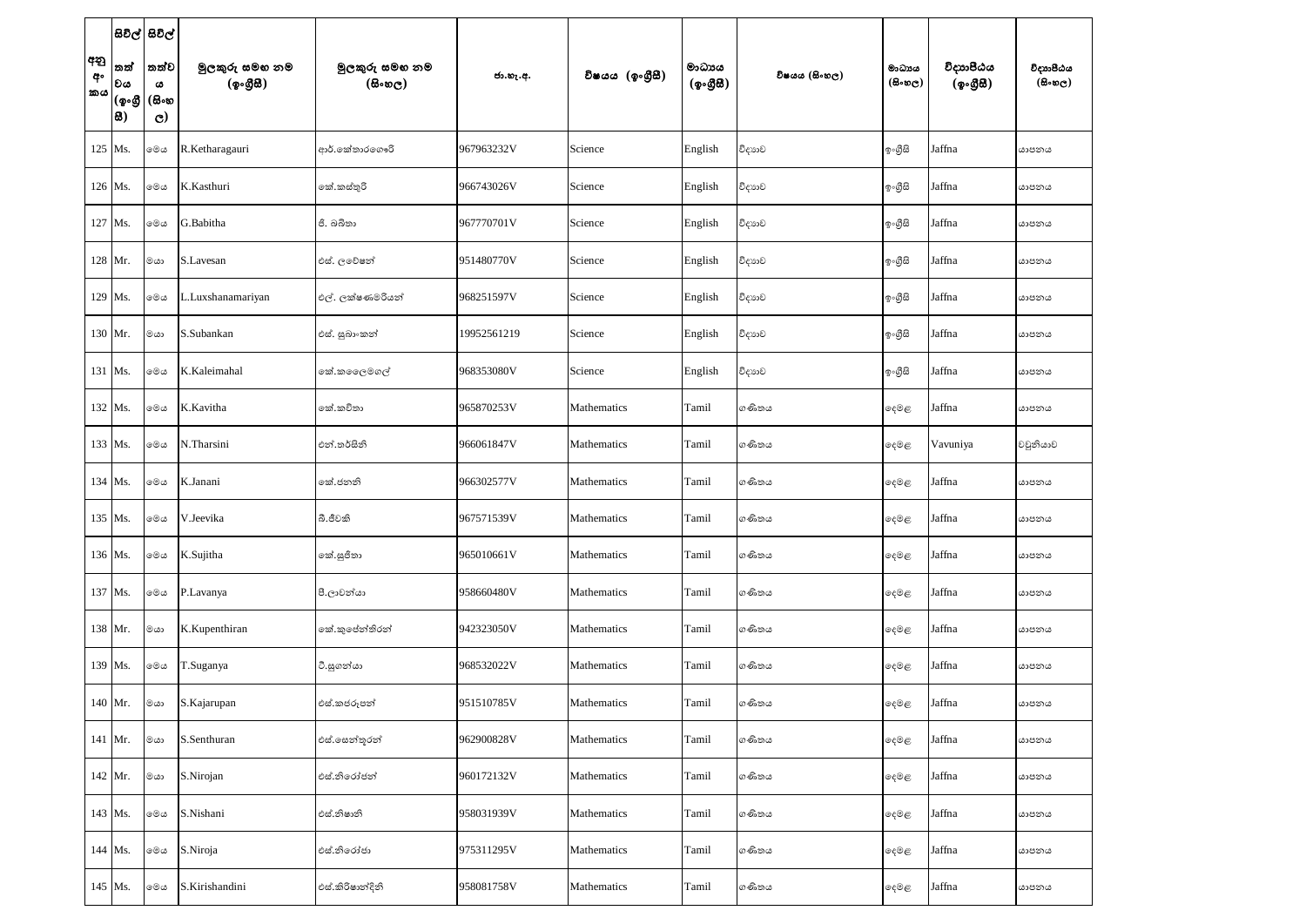| අනු අංකය | සිවිල් තත්වය (ඉංග්‍රීසි) | සිවිල් තත්වය (සිංහල) | මුලකුරු සමඟ නම (ඉංග්‍රීසි) | මුලකුරු සමඟ නම (සිංහල) | ජා.හැ.අ. | විෂයය (ඉංග්‍රීසි) | මාධ්‍යය (ඉංග්‍රීසි) | විෂයය (සිංහල) | මාධ්‍යය (සිංහල) | විද්‍යාපීඨය (ඉංග්‍රීසි) | විද්‍යාපීඨය (සිංහල) |
|---|---|---|---|---|---|---|---|---|---|---|---|
| 125 | Ms. | මෙය | R.Ketharagauri | ආර්.කේතාරගෞරි | 967963232V | Science | English | විද්‍යාව | ඉංග්‍රීසි | Jaffna | යාපනය |
| 126 | Ms. | මෙය | K.Kasthuri | කේ.කස්තුරි | 966743026V | Science | English | විද්‍යාව | ඉංග්‍රීසි | Jaffna | යාපනය |
| 127 | Ms. | මෙය | G.Babitha | ජී. බබිතා | 967770701V | Science | English | විද්‍යාව | ඉංග්‍රීසි | Jaffna | යාපනය |
| 128 | Mr. | මයා | S.Lavesan | එස්. ලවේෂන් | 951480770V | Science | English | විද්‍යාව | ඉංග්‍රීසි | Jaffna | යාපනය |
| 129 | Ms. | මෙය | L.Luxshanamariyan | එල්. ලක්ෂණමරියන් | 968251597V | Science | English | විද්‍යාව | ඉංග්‍රීසි | Jaffna | යාපනය |
| 130 | Mr. | මයා | S.Subankan | එස්. සුබාංකන් | 19952561219 | Science | English | විද්‍යාව | ඉංග්‍රීසි | Jaffna | යාපනය |
| 131 | Ms. | මෙය | K.Kaleimahal | කේ.කලෙෙමගල් | 968353080V | Science | English | විද්‍යාව | ඉංග්‍රීසි | Jaffna | යාපනය |
| 132 | Ms. | මෙය | K.Kavitha | කේ.කවිතා | 965870253V | Mathematics | Tamil | ගණිතය | දෙමළ | Jaffna | යාපනය |
| 133 | Ms. | මෙය | N.Tharsini | එන්.තර්සිනි | 966061847V | Mathematics | Tamil | ගණිතය | දෙමළ | Vavuniya | වවුනියාව |
| 134 | Ms. | මෙය | K.Janani | කේ.ජනනි | 966302577V | Mathematics | Tamil | ගණිතය | දෙමළ | Jaffna | යාපනය |
| 135 | Ms. | මෙය | V.Jeevika | බී.ජීවකි | 967571539V | Mathematics | Tamil | ගණිතය | දෙමළ | Jaffna | යාපනය |
| 136 | Ms. | මෙය | K.Sujitha | කේ.සුජිතා | 965010661V | Mathematics | Tamil | ගණිතය | දෙමළ | Jaffna | යාපනය |
| 137 | Ms. | මෙය | P.Lavanya | පී.ලාවන්යා | 958660480V | Mathematics | Tamil | ගණිතය | දෙමළ | Jaffna | යාපනය |
| 138 | Mr. | මයා | K.Kupenthiran | කේ.කුපේන්තිරන් | 942323050V | Mathematics | Tamil | ගණිතය | දෙමළ | Jaffna | යාපනය |
| 139 | Ms. | මෙය | T.Suganya | ටී.සුගන්යා | 968532022V | Mathematics | Tamil | ගණිතය | දෙමළ | Jaffna | යාපනය |
| 140 | Mr. | මයා | S.Kajarupan | එස්.කජරූපන් | 951510785V | Mathematics | Tamil | ගණිතය | දෙමළ | Jaffna | යාපනය |
| 141 | Mr. | මයා | S.Senthuran | එස්.සෙන්තුරන් | 962900828V | Mathematics | Tamil | ගණිතය | දෙමළ | Jaffna | යාපනය |
| 142 | Mr. | මයා | S.Nirojan | එස්.නිරෝජන් | 960172132V | Mathematics | Tamil | ගණිතය | දෙමළ | Jaffna | යාපනය |
| 143 | Ms. | මෙය | S.Nishani | එස්.නිෂානි | 958031939V | Mathematics | Tamil | ගණිතය | දෙමළ | Jaffna | යාපනය |
| 144 | Ms. | මෙය | S.Niroja | එස්.නිරෝජා | 975311295V | Mathematics | Tamil | ගණිතය | දෙමළ | Jaffna | යාපනය |
| 145 | Ms. | මෙය | S.Kirishandini | එස්.කිරිෂාන්දිනි | 958081758V | Mathematics | Tamil | ගණිතය | දෙමළ | Jaffna | යාපනය |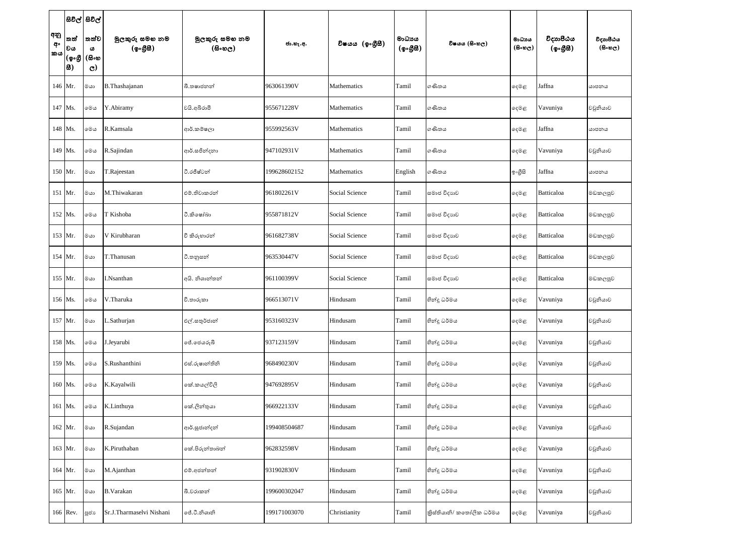| අනු අංකය | සිවිල් තත්වය (ඉංග්‍රීසි) | සිවිල් තත්වය (සිංහල) | මුලකුරු සමඟ නම (ඉංග්‍රීසි) | මුලකුරු සමඟ නම (සිංහල) | ජා.හැ.අ. | විෂයය (ඉංග්‍රීසි) | මාධ්‍යය (ඉංග්‍රීසි) | විෂයය (සිංහල) | මාධ්‍යය (සිංහල) | විද්‍යාපීඨය (ඉංග්‍රීසි) | විද්‍යාපීඨය (සිංහල) |
|---|---|---|---|---|---|---|---|---|---|---|---|
| 146 | Mr. | මයා | B.Thashajanan | බී.තෂාජනන් | 963061390V | Mathematics | Tamil | ගණිතය | දෙමළ | Jaffna | යාපනය |
| 147 | Ms. | මෙය | Y.Abiramy | වයි.අබිරාමි | 955671228V | Mathematics | Tamil | ගණිතය | දෙමළ | Vavuniya | වවුනියාව |
| 148 | Ms. | මෙය | R.Kamsala | ආර්.කම්ෂලා | 955992563V | Mathematics | Tamil | ගණිතය | දෙමළ | Jaffna | යාපනය |
| 149 | Ms. | මෙය | R.Sajindan | ආර්.සජින්දනා | 947102931V | Mathematics | Tamil | ගණිතය | දෙමළ | Vavuniya | වවුනියාව |
| 150 | Mr. | මයා | T.Rajeestan | ටී.රජීෂ්ටන් | 199628602152 | Mathematics | English | ගණිතය | ඉංග්‍රීසි | Jaffna | යාපනය |
| 151 | Mr. | මයා | M.Thiwakaran | එම්.තිවාකරන් | 961802261V | Social Science | Tamil | සමාජ විද්‍යාව | දෙමළ | Batticaloa | මඩකලපුව |
| 152 | Ms. | මෙය | T Kishoba | ටී.කිෂෝබා | 955871812V | Social Science | Tamil | සමාජ විද්‍යාව | දෙමළ | Batticaloa | මඩකලපුව |
| 153 | Mr. | මයා | V Kirubharan | වී කිරුභාරන් | 961682738V | Social Science | Tamil | සමාජ විද්‍යාව | දෙමළ | Batticaloa | මඩකලපුව |
| 154 | Mr. | මයා | T.Thanusan | ටී.තනුසන් | 963530447V | Social Science | Tamil | සමාජ විද්‍යාව | දෙමළ | Batticaloa | මඩකලපුව |
| 155 | Mr. | මයා | I.Nsanthan | අයි. නිශාන්තන් | 961100399V | Social Science | Tamil | සමාජ විද්‍යාව | දෙමළ | Batticaloa | මඩකලපුව |
| 156 | Ms. | මෙය | V.Tharuka | වී.තාරුකා | 966513071V | Hindusam | Tamil | හින්දු ධර්මය | දෙමළ | Vavuniya | වවුනියාව |
| 157 | Mr. | මයා | L.Sathurjan | එල්.සතුර්ජාන් | 953160323V | Hindusam | Tamil | හින්දු ධර්මය | දෙමළ | Vavuniya | වවුනියාව |
| 158 | Ms. | මෙය | J.Jeyarubi | ජේ.ජෙයරුබි | 937123159V | Hindusam | Tamil | හින්දු ධර්මය | දෙමළ | Vavuniya | වවුනියාව |
| 159 | Ms. | මෙය | S.Rushanthini | එස්.රුෂාන්තිනි | 968490230V | Hindusam | Tamil | හින්දු ධර්මය | දෙමළ | Vavuniya | වවුනියාව |
| 160 | Ms. | මෙය | K.Kayalwili | කේ.කයල්විලි | 947692895V | Hindusam | Tamil | හින්දු ධර්මය | දෙමළ | Vavuniya | වවුනියාව |
| 161 | Ms. | මෙය | K.Linthuya | කේ.ලින්තුයා | 966922133V | Hindusam | Tamil | හින්දු ධර්මය | දෙමළ | Vavuniya | වවුනියාව |
| 162 | Mr. | මයා | R.Sujandan | ආර්.සුජාන්දන් | 199408504687 | Hindusam | Tamil | හින්දු ධර්මය | දෙමළ | Vavuniya | වවුනියාව |
| 163 | Mr. | මයා | K.Piruthaban | කේ.පිරුත්තාබන් | 962832598V | Hindusam | Tamil | හින්දු ධර්මය | දෙමළ | Vavuniya | වවුනියාව |
| 164 | Mr. | මයා | M.Ajanthan | එම්.අජන්තන් | 931902830V | Hindusam | Tamil | හින්දු ධර්මය | දෙමළ | Vavuniya | වවුනියාව |
| 165 | Mr. | මයා | B.Varakan | බී.වරාකන් | 199600302047 | Hindusam | Tamil | හින්දු ධර්මය | දෙමළ | Vavuniya | වවුනියාව |
| 166 | Rev. | පූජ්‍ය | Sr.J.Tharmaselvi Nishani | ජේ.ටී.නිශානි | 199171003070 | Christianity | Tamil | ක්‍රිස්තියානි/ කතෝලික ධර්මය | දෙමළ | Vavuniya | වවුනියාව |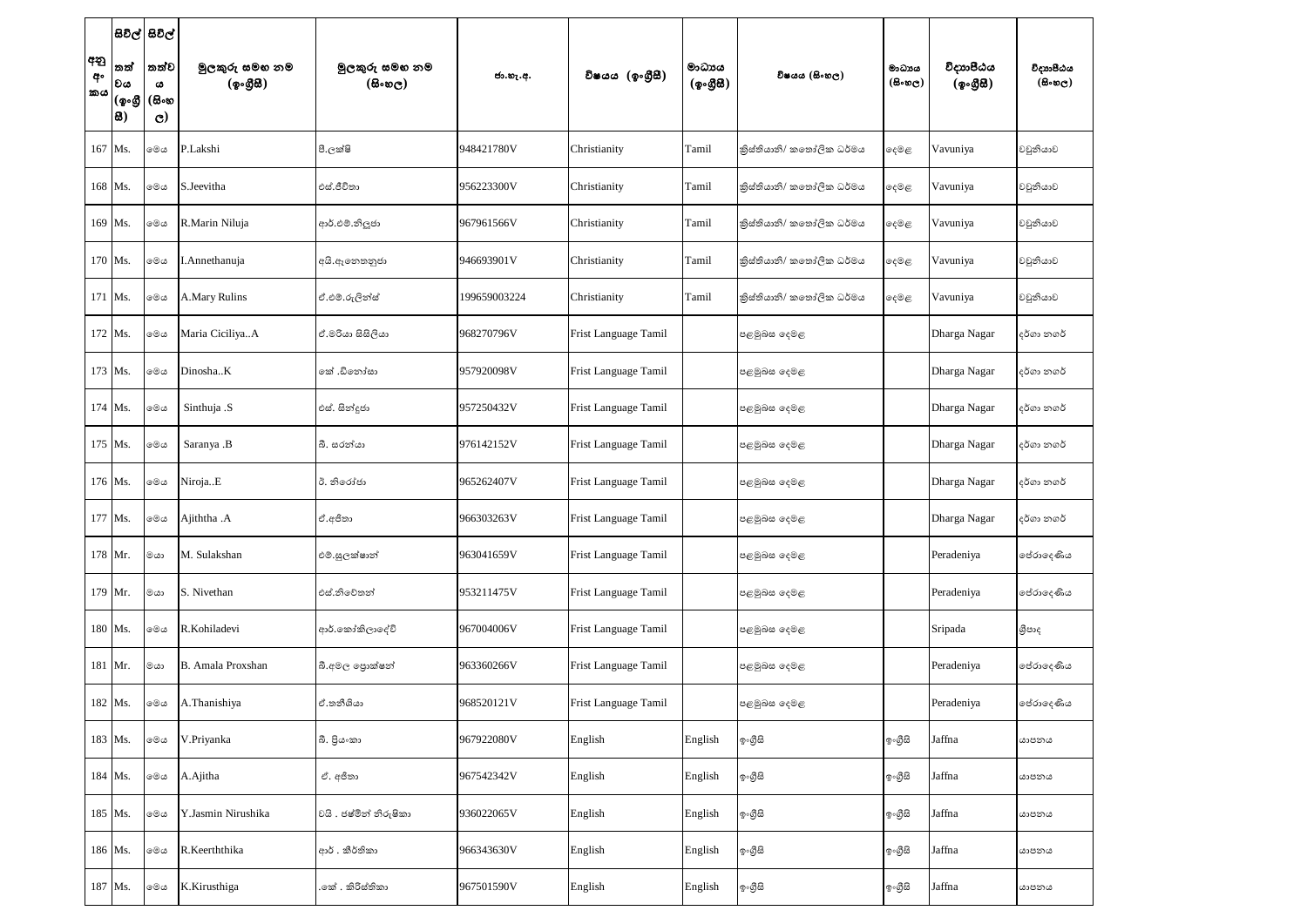| අනු අංකය | සිවිල් තත්වය (ඉංග්‍රීසි) | සිවිල් තත්වය (සිංහල) | මුලකුරු සමඟ නම (ඉංග්‍රීසි) | මුලකුරු සමඟ නම (සිංහල) | ජා.හැ.අ. | විෂයය (ඉංග්‍රීසි) | මාධ්‍යය (ඉංග්‍රීසි) | විෂයය (සිංහල) | මාධ්‍යය (සිංහල) | විද්‍යාපීඨය (ඉංග්‍රීසි) | විද්‍යාපීඨය (සිංහල) |
|---|---|---|---|---|---|---|---|---|---|---|---|
| 167 | Ms. | මෙය | P.Lakshi | පී.ලක්ෂි | 948421780V | Christianity | Tamil | ක්‍රිස්තියානි/ කතෝලික ධර්මය | දෙමළ | Vavuniya | වවුනියාව |
| 168 | Ms. | මෙය | S.Jeevitha | එස්.ජීවිතා | 956223300V | Christianity | Tamil | ක්‍රිස්තියානි/ කතෝලික ධර්මය | දෙමළ | Vavuniya | වවුනියාව |
| 169 | Ms. | මෙය | R.Marin Niluja | ආර්.එම්.නිලූජා | 967961566V | Christianity | Tamil | ක්‍රිස්තියානි/ කතෝලික ධර්මය | දෙමළ | Vavuniya | වවුනියාව |
| 170 | Ms. | මෙය | I.Annethanuja | අයි.ඇනෙතනූජා | 946693901V | Christianity | Tamil | ක්‍රිස්තියානි/ කතෝලික ධර්මය | දෙමළ | Vavuniya | වවුනියාව |
| 171 | Ms. | මෙය | A.Mary Rulins | ඒ.එම්.රුලින්ස් | 199659003224 | Christianity | Tamil | ක්‍රිස්තියානි/ කතෝලික ධර්මය | දෙමළ | Vavuniya | වවුනියාව |
| 172 | Ms. | මෙය | Maria Ciciliya..A | ඒ.මරියා සිසිලියා | 968270796V | Frist Language Tamil | | පළමුබස දෙමළ | | Dharga Nagar | දර්ගා නගර් |
| 173 | Ms. | මෙය | Dinosha..K | කේ .ඩිනෝසා | 957920098V | Frist Language Tamil | | පළමුබස දෙමළ | | Dharga Nagar | දර්ගා නගර් |
| 174 | Ms. | මෙය | Sinthuja .S | එස්. සින්දූජා | 957250432V | Frist Language Tamil | | පළමුබස දෙමළ | | Dharga Nagar | දර්ගා නගර් |
| 175 | Ms. | මෙය | Saranya .B | බී. සරන්යා | 976142152V | Frist Language Tamil | | පළමුබස දෙමළ | | Dharga Nagar | දර්ගා නගර් |
| 176 | Ms. | මෙය | Niroja..E | ඊ. නිරෝජා | 965262407V | Frist Language Tamil | | පළමුබස දෙමළ | | Dharga Nagar | දර්ගා නගර් |
| 177 | Ms. | මෙය | Ajiththa .A | ඒ.අජිතා | 966303263V | Frist Language Tamil | | පළමුබස දෙමළ | | Dharga Nagar | දර්ගා නගර් |
| 178 | Mr. | මයා | M. Sulakshan | එම්.සුලක්ෂාන් | 963041659V | Frist Language Tamil | | පළමුබස දෙමළ | | Peradeniya | පේරාදෙණිය |
| 179 | Mr. | මයා | S. Nivethan | එස්.නිවේතන් | 953211475V | Frist Language Tamil | | පළමුබස දෙමළ | | Peradeniya | පේරාදෙණිය |
| 180 | Ms. | මෙය | R.Kohiladevi | ආර්.කෝකිලාදේවි | 967004006V | Frist Language Tamil | | පළමුබස දෙමළ | | Sripada | ශ්‍රීපාද |
| 181 | Mr. | මයා | B. Amala Proxshan | බී.අමල ප්‍රොක්ෂන් | 963360266V | Frist Language Tamil | | පළමුබස දෙමළ | | Peradeniya | පේරාදෙණිය |
| 182 | Ms. | මෙය | A.Thanishiya | ඒ.තනීශියා | 968520121V | Frist Language Tamil | | පළමුබස දෙමළ | | Peradeniya | පේරාදෙණිය |
| 183 | Ms. | මෙය | V.Priyanka | බී. ප්‍රියංකා | 967922080V | English | English | ඉංග්‍රීසි | ඉංග්‍රීසි | Jaffna | යාපනය |
| 184 | Ms. | මෙය | A.Ajitha | ඒ. අජිතා | 967542342V | English | English | ඉංග්‍රීසි | ඉංග්‍රීසි | Jaffna | යාපනය |
| 185 | Ms. | මෙය | Y.Jasmin Nirushika | වයි . ජෂ්මීන් නිරුෂිකා | 936022065V | English | English | ඉංග්‍රීසි | ඉංග්‍රීසි | Jaffna | යාපනය |
| 186 | Ms. | මෙය | R.Keerththika | ආර් . කීර්තිකා | 966343630V | English | English | ඉංග්‍රීසි | ඉංග්‍රීසි | Jaffna | යාපනය |
| 187 | Ms. | මෙය | K.Kirusthiga | .කේ . කිරිස්තිකා | 967501590V | English | English | ඉංග්‍රීසි | ඉංග්‍රීසි | Jaffna | යාපනය |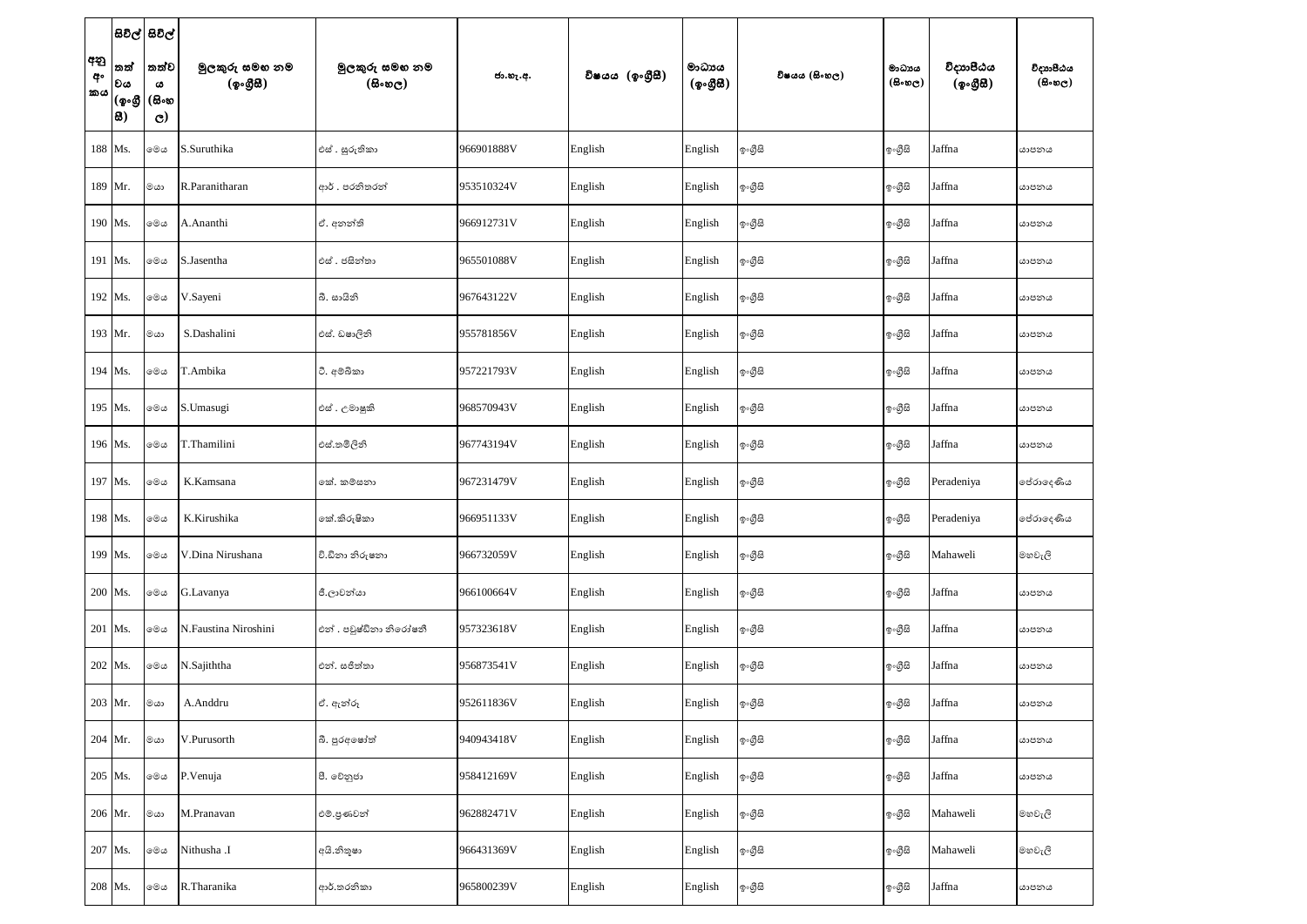| අනු අංකය | සිවිල් තත්වය (ඉංග්‍රීසි) | සිවිල් තත්වය (සිංහල) | මුලකුරු සමඟ නම (ඉංග්‍රීසී) | මුලකුරු සමඟ නම (සිංහල) | ජා.හැ.අ. | විෂයය (ඉංග්‍රීසී) | මාධ්‍යය (ඉංග්‍රීසී) | විෂයය (සිංහල) | මාධ්‍යය (සිංහල) | විද්‍යාපීඨය (ඉංග්‍රීසී) | විද්‍යාපීඨය (සිංහල) |
|---|---|---|---|---|---|---|---|---|---|---|---|
| 188 | Ms. | මෙය | S.Suruthika | එස් . සුරුතිකා | 966901888V | English | English | ඉංග්‍රීසි | ඉංග්‍රීසි | Jaffna | යාපනය |
| 189 | Mr. | මයා | R.Paranitharan | ආර් . පරනිතරන් | 953510324V | English | English | ඉංග්‍රීසි | ඉංග්‍රීසි | Jaffna | යාපනය |
| 190 | Ms. | මෙය | A.Ananthi | ඒ. අනන්ති | 966912731V | English | English | ඉංග්‍රීසි | ඉංග්‍රීසි | Jaffna | යාපනය |
| 191 | Ms. | මෙය | S.Jasentha | එස් . ජසින්තා | 965501088V | English | English | ඉංග්‍රීසි | ඉංග්‍රීසි | Jaffna | යාපනය |
| 192 | Ms. | මෙය | V.Sayeni | බී. සායිනි | 967643122V | English | English | ඉංග්‍රීසි | ඉංග්‍රීසි | Jaffna | යාපනය |
| 193 | Mr. | මයා | S.Dashalini | එස්. ඩෂාලිනි | 955781856V | English | English | ඉංග්‍රීසි | ඉංග්‍රීසි | Jaffna | යාපනය |
| 194 | Ms. | මෙය | T.Ambika | ටී. අම්බිකා | 957221793V | English | English | ඉංග්‍රීසි | ඉංග්‍රීසි | Jaffna | යාපනය |
| 195 | Ms. | මෙය | S.Umasugi | එස් . උමාසුකි | 968570943V | English | English | ඉංග්‍රීසි | ඉංග්‍රීසි | Jaffna | යාපනය |
| 196 | Ms. | මෙය | T.Thamilini | එස්.තමිලිනි | 967743194V | English | English | ඉංග්‍රීසි | ඉංග්‍රීසි | Jaffna | යාපනය |
| 197 | Ms. | මෙය | K.Kamsana | කේ. කම්සනා | 967231479V | English | English | ඉංග්‍රීසි | ඉංග්‍රීසි | Peradeniya | පේරාදෙණිය |
| 198 | Ms. | මෙය | K.Kirushika | කේ.කිරුෂිකා | 966951133V | English | English | ඉංග්‍රීසි | ඉංග්‍රීසි | Peradeniya | පේරාදෙණිය |
| 199 | Ms. | මෙය | V.Dina Nirushana | වී.ඩිනා නිරුෂනා | 966732059V | English | English | ඉංග්‍රීසි | ඉංග්‍රීසි | Mahaweli | මහවැලි |
| 200 | Ms. | මෙය | G.Lavanya | ජී.ලාවන්යා | 966100664V | English | English | ඉංග්‍රීසි | ඉංග්‍රීසි | Jaffna | යාපනය |
| 201 | Ms. | මෙය | N.Faustina Niroshini | එන් . ෆවුෂ්ඩිනා නිරෝෂනී | 957323618V | English | English | ඉංග්‍රීසි | ඉංග්‍රීසි | Jaffna | යාපනය |
| 202 | Ms. | මෙය | N.Sajiththa | එන්. සජිත්තා | 956873541V | English | English | ඉංග්‍රීසි | ඉංග්‍රීසි | Jaffna | යාපනය |
| 203 | Mr. | මයා | A.Anddru | ඒ. ඇන්රු | 952611836V | English | English | ඉංග්‍රීසි | ඉංග්‍රීසි | Jaffna | යාපනය |
| 204 | Mr. | මයා | V.Purusorth | බී. පුරුෂෝත් | 940943418V | English | English | ඉංග්‍රීසි | ඉංග්‍රීසි | Jaffna | යාපනය |
| 205 | Ms. | මෙය | P.Venuja | පී. වේනුජා | 958412169V | English | English | ඉංග්‍රීසි | ඉංග්‍රීසි | Jaffna | යාපනය |
| 206 | Mr. | මයා | M.Pranavan | එම්.ප්‍රණවන් | 962882471V | English | English | ඉංග්‍රීසි | ඉංග්‍රීසි | Mahaweli | මහවැලි |
| 207 | Ms. | මෙය | Nithusha .I | අයි.නිතුෂා | 966431369V | English | English | ඉංග්‍රීසි | ඉංග්‍රීසි | Mahaweli | මහවැලි |
| 208 | Ms. | මෙය | R.Tharanika | ආර්.තරනිකා | 965800239V | English | English | ඉංග්‍රීසි | ඉංග්‍රීසි | Jaffna | යාපනය |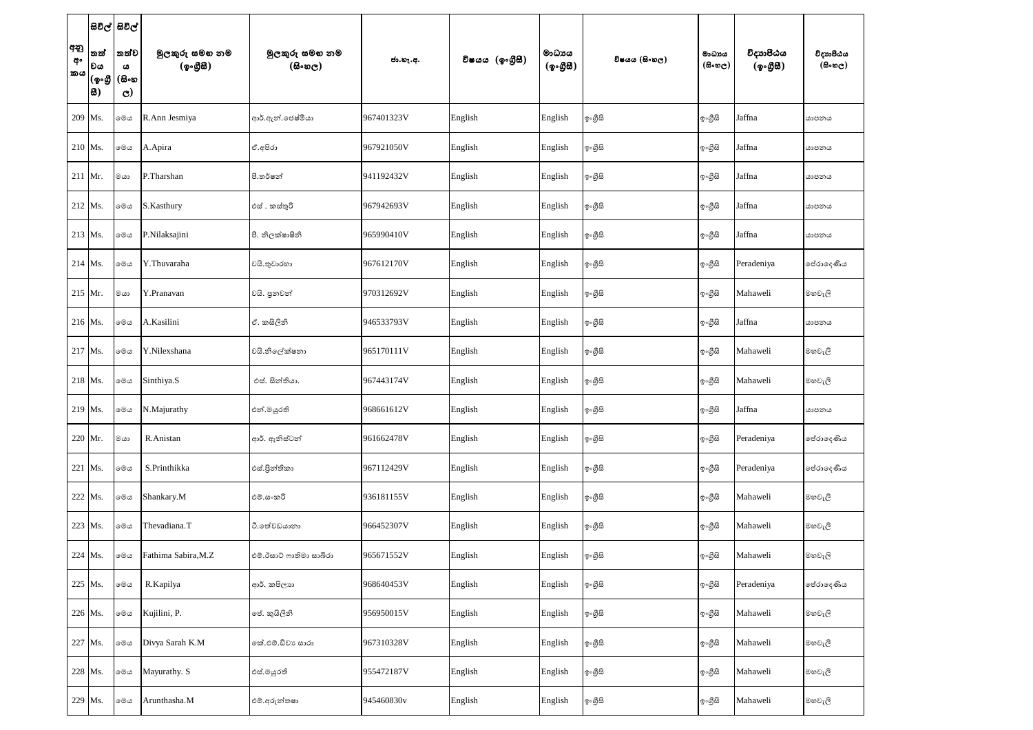| අනු අං කය | සිවිල් තත් වය (ඉංග්‍රී සි) | සිවිල් තත්ව ය (සිංහ ල) | මුලකුරු සමඟ නම (ඉංග්‍රීසි) | මුලකුරු සමඟ නම (සිංහල) | ජා.හැ.අ. | විෂයය (ඉංග්‍රීසි) | මාධ්‍යය (ඉංග්‍රීසි) | විෂයය (සිංහල) | මාධ්‍යය (සිංහල) | විද්‍යාපීඨය (ඉංග්‍රීසි) | විද්‍යාපීඨය (සිංහල) |
|---|---|---|---|---|---|---|---|---|---|---|---|
| 209 | Ms. | මෙය | R.Ann Jesmiya | ආර්.ඇන්.ජෙෂ්මියා | 967401323V | English | English | ඉංග්‍රීසි | ඉංග්‍රීසි | Jaffna | යාපනය |
| 210 | Ms. | මෙය | A.Apira | ඒ.අපිරා | 967921050V | English | English | ඉංග්‍රීසි | ඉංග්‍රීසි | Jaffna | යාපනය |
| 211 | Mr. | මයා | P.Tharshan | පී.තර්ෂන් | 941192432V | English | English | ඉංග්‍රීසි | ඉංග්‍රීසි | Jaffna | යාපනය |
| 212 | Ms. | මෙය | S.Kasthury | එස් . කස්තුරි | 967942693V | English | English | ඉංග්‍රීසි | ඉංග්‍රීසි | Jaffna | යාපනය |
| 213 | Ms. | මෙය | P.Nilaksajini | පී. නිලක්ෂාෂිනි | 965990410V | English | English | ඉංග්‍රීසි | ඉංග්‍රීසි | Jaffna | යාපනය |
| 214 | Ms. | මෙය | Y.Thuvaraha | වයි.තුවාරහා | 967612170V | English | English | ඉංග්‍රීසි | ඉංග්‍රීසි | Peradeniya | පේරාදෙණිය |
| 215 | Mr. | මයා | Y.Pranavan | වයි. ප්‍රනවන් | 970312692V | English | English | ඉංග්‍රීසි | ඉංග්‍රීසි | Mahaweli | මහවැලි |
| 216 | Ms. | මෙය | A.Kasilini | ඒ. කසිලිනි | 946533793V | English | English | ඉංග්‍රීසි | ඉංග්‍රීසි | Jaffna | යාපනය |
| 217 | Ms. | මෙය | Y.Nilexshana | වයි.නිලෙක්ෂනා | 965170111V | English | English | ඉංග්‍රීසි | ඉංග්‍රීසි | Mahaweli | මහවැලි |
| 218 | Ms. | මෙය | Sinthiya.S | එස්. සින්තියා. | 967443174V | English | English | ඉංග්‍රීසි | ඉංග්‍රීසි | Mahaweli | මහවැලි |
| 219 | Ms. | මෙය | N.Majurathy | එන්.මයුරති | 968661612V | English | English | ඉංග්‍රීසි | ඉංග්‍රීසි | Jaffna | යාපනය |
| 220 | Mr. | මයා | R.Anistan | ආර්. ඇනිස්ටන් | 961662478V | English | English | ඉංග්‍රීසි | ඉංග්‍රීසි | Peradeniya | පේරාදෙණිය |
| 221 | Ms. | මෙය | S.Printhikka | එස්.ප්‍රින්තිකා | 967112429V | English | English | ඉංග්‍රීසි | ඉංග්‍රීසි | Peradeniya | පේරාදෙණිය |
| 222 | Ms. | මෙය | Shankary.M | එම්.සංකරි | 936181155V | English | English | ඉංග්‍රීසි | ඉංග්‍රීසි | Mahaweli | මහවැලි |
| 223 | Ms. | මෙය | Thevadiana.T | ටී.තේවඩයානා | 966452307V | English | English | ඉංග්‍රීසි | ඉංග්‍රීසි | Mahaweli | මහවැලි |
| 224 | Ms. | මෙය | Fathima Sabira,M.Z | එම්.ඊසාට් ෆාතිමා සාබිරා | 965671552V | English | English | ඉංග්‍රීසි | ඉංග්‍රීසි | Mahaweli | මහවැලි |
| 225 | Ms. | මෙය | R.Kapilya | ආර්. කපිලයා | 968640453V | English | English | ඉංග්‍රීසි | ඉංග්‍රීසි | Peradeniya | පේරාදෙණිය |
| 226 | Ms. | මෙය | Kujilini, P. | ජේ. කුයිලිනි | 956950015V | English | English | ඉංග්‍රීසි | ඉංග්‍රීසි | Mahaweli | මහවැලි |
| 227 | Ms. | මෙය | Divya Sarah K.M | කේ.එම්.ඩිව්‍යා සාරා | 967310328V | English | English | ඉංග්‍රීසි | ඉංග්‍රීසි | Mahaweli | මහවැලි |
| 228 | Ms. | මෙය | Mayurathy. S | එස්.මයුරති | 955472187V | English | English | ඉංග්‍රීසි | ඉංග්‍රීසි | Mahaweli | මහවැලි |
| 229 | Ms. | මෙය | Arunthasha.M | එම්.අරුන්තෂා | 945460830v | English | English | ඉංග්‍රීසි | ඉංග්‍රීසි | Mahaweli | මහවැලි |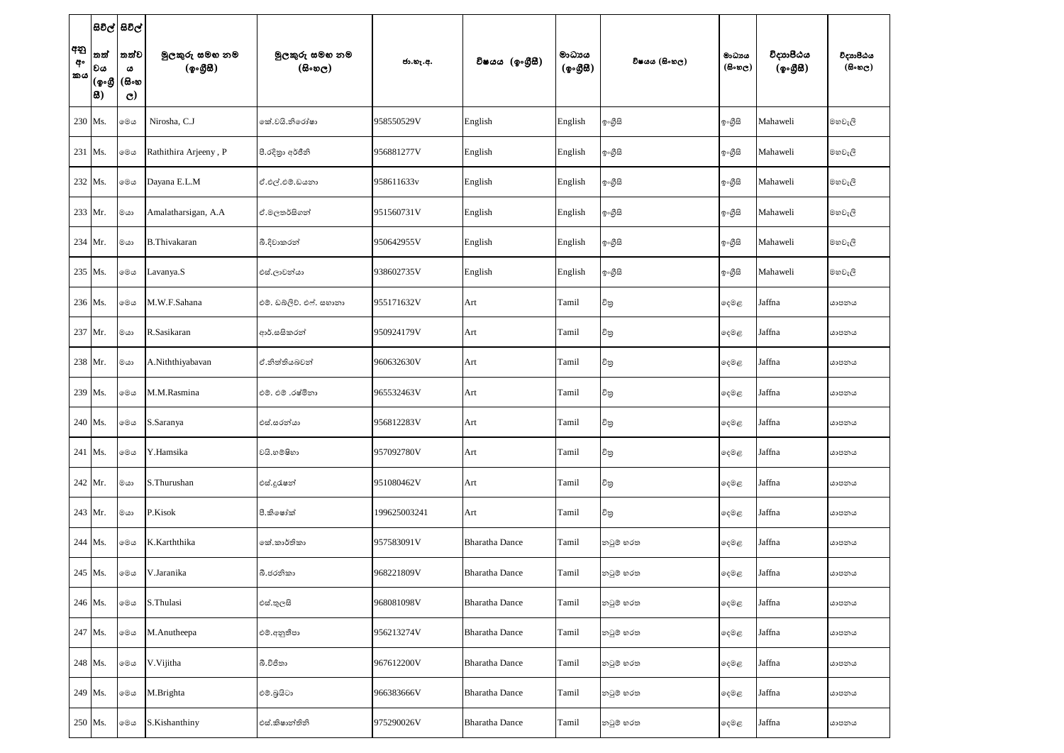| අනු අං කය | සිවිල් තත් වය (ඉංග්‍රී සි) | සිවිල් තත්ව ය (සිංහ ල) | මුලකුරු සමඟ නම (ඉංග්‍රීසි) | මුලකුරු සමඟ නම (සිංහල) | ජා.හැ.අ. | විෂයය (ඉංග්‍රීසි) | මාධ්‍යය (ඉංග්‍රීසි) | විෂයය (සිංහල) | මාධ්‍යය (සිංහල) | විද්‍යාපීඨය (ඉංග්‍රීසි) | විද්‍යාපීඨය (සිංහල) |
|---|---|---|---|---|---|---|---|---|---|---|---|
| 230 | Ms. | මෙය | Nirosha, C.J | කේ.වයි.නිරෝෂා | 958550529V | English | English | ඉංග්‍රීසි | ඉංග්‍රීසි | Mahaweli | මහවැලි |
| 231 | Ms. | මෙය | Rathithira Arjeeny , P | පී.රදිත්‍රා අර්ජිනි | 956881277V | English | English | ඉංග්‍රීසි | ඉංග්‍රීසි | Mahaweli | මහවැලි |
| 232 | Ms. | මෙය | Dayana E.L.M | ඒ.එල්.එම්.ඩයනා | 958611633v | English | English | ඉංග්‍රීසි | ඉංග්‍රීසි | Mahaweli | මහවැලි |
| 233 | Mr. | මයා | Amalatharsigan, A.A | ඒ.මලතර්සිගන් | 951560731V | English | English | ඉංග්‍රීසි | ඉංග්‍රීසි | Mahaweli | මහවැලි |
| 234 | Mr. | මයා | B.Thivakaran | බී.දිවාකරන් | 950642955V | English | English | ඉංග්‍රීසි | ඉංග්‍රීසි | Mahaweli | මහවැලි |
| 235 | Ms. | මෙය | Lavanya.S | එස්.ලාවන්යා | 938602735V | English | English | ඉංග්‍රීසි | ඉංග්‍රීසි | Mahaweli | මහවැලි |
| 236 | Ms. | මෙය | M.W.F.Sahana | එම්. ඩබ්ලිව්. එෆ්. සහානා | 955171632V | Art | Tamil | චිත්‍ර | දෙමළ | Jaffna | යාපනය |
| 237 | Mr. | මයා | R.Sasikaran | ආර්.සසිකරන් | 950924179V | Art | Tamil | චිත්‍ර | දෙමළ | Jaffna | යාපනය |
| 238 | Mr. | මයා | A.Niththiyabavan | ඒ.නිත්තියබවන් | 960632630V | Art | Tamil | චිත්‍ර | දෙමළ | Jaffna | යාපනය |
| 239 | Ms. | මෙය | M.M.Rasmina | එම්. එම් .රෂ්මිනා | 965532463V | Art | Tamil | චිත්‍ර | දෙමළ | Jaffna | යාපනය |
| 240 | Ms. | මෙය | S.Saranya | එස්.සරන්යා | 956812283V | Art | Tamil | චිත්‍ර | දෙමළ | Jaffna | යාපනය |
| 241 | Ms. | මෙය | Y.Hamsika | වයි.හම්ෂිකා | 957092780V | Art | Tamil | චිත්‍ර | දෙමළ | Jaffna | යාපනය |
| 242 | Mr. | මයා | S.Thurushan | එස්.දුරුෂන් | 951080462V | Art | Tamil | චිත්‍ර | දෙමළ | Jaffna | යාපනය |
| 243 | Mr. | මයා | P.Kisok | පී.කිෂෝක් | 199625003241 | Art | Tamil | චිත්‍ර | දෙමළ | Jaffna | යාපනය |
| 244 | Ms. | මෙය | K.Karththika | කේ.කාර්තිකා | 957583091V | Bharatha Dance | Tamil | නටුම් භරත | දෙමළ | Jaffna | යාපනය |
| 245 | Ms. | මෙය | V.Jaranika | බී.ජරනිකා | 968221809V | Bharatha Dance | Tamil | නටුම් භරත | දෙමළ | Jaffna | යාපනය |
| 246 | Ms. | මෙය | S.Thulasi | එස්.තුලසි | 968081098V | Bharatha Dance | Tamil | නටුම් භරත | දෙමළ | Jaffna | යාපනය |
| 247 | Ms. | මෙය | M.Anutheepa | එම්.අනුතීපා | 956213274V | Bharatha Dance | Tamil | නටුම් භරත | දෙමළ | Jaffna | යාපනය |
| 248 | Ms. | මෙය | V.Vijitha | බී.විජිතා | 967612200V | Bharatha Dance | Tamil | නටුම් භරත | දෙමළ | Jaffna | යාපනය |
| 249 | Ms. | මෙය | M.Brighta | එම්.බ්‍රයිටා | 966383666V | Bharatha Dance | Tamil | නටුම් භරත | දෙමළ | Jaffna | යාපනය |
| 250 | Ms. | මෙය | S.Kishanthiny | එස්.කිෂාන්තිනි | 975290026V | Bharatha Dance | Tamil | නටුම් භරත | දෙමළ | Jaffna | යාපනය |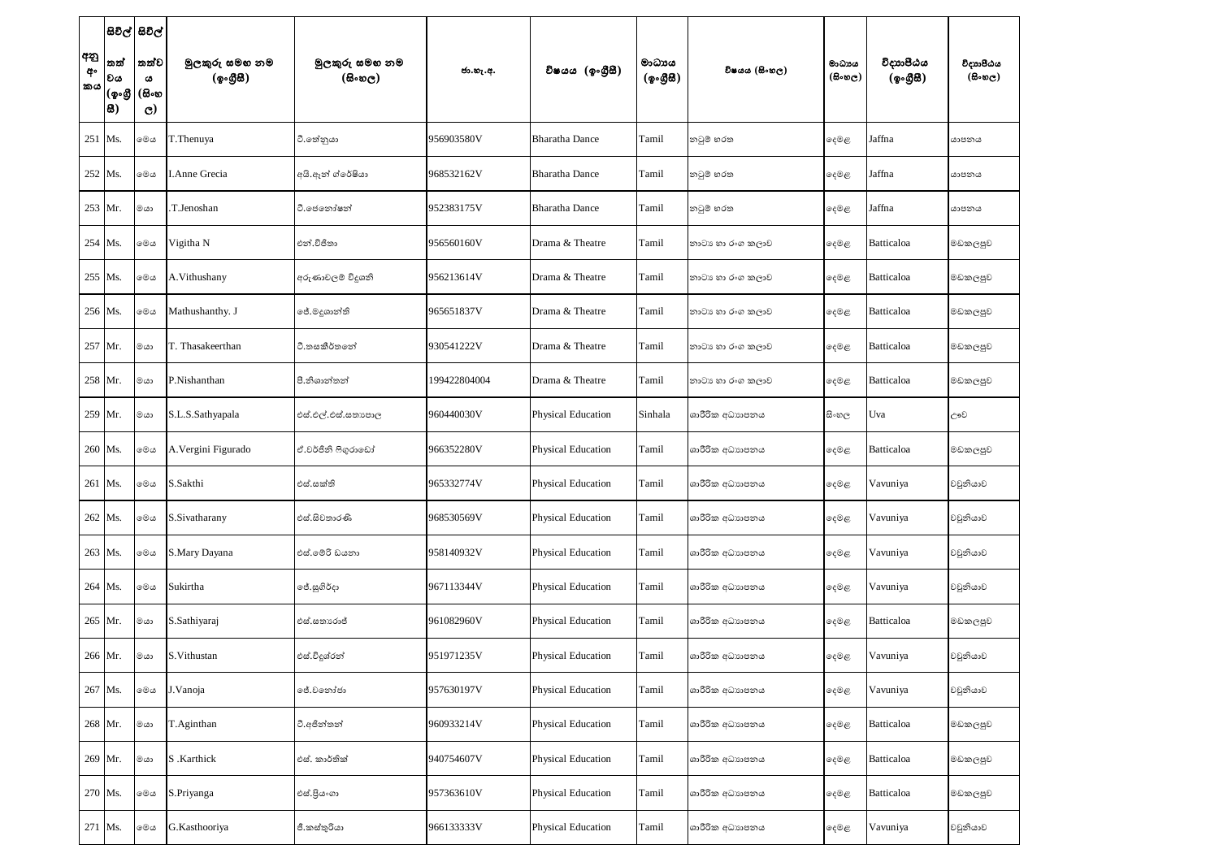| අනු අංකය | සිවිල් තත්වය (ඉංග්‍රීසි) | සිවිල් තත්වය (සිංහල) | මුලකුරු සමඟ නම (ඉංග්‍රීසි) | මුලකුරු සමඟ නම (සිංහල) | ජා.හැ.අ. | විෂයය (ඉංග්‍රීසි) | මාධ්‍යය (ඉංග්‍රීසි) | විෂයය (සිංහල) | මාධ්‍යය (සිංහල) | විද්‍යාපීඨය (ඉංග්‍රීසි) | විද්‍යාපීඨය (සිංහල) |
|---|---|---|---|---|---|---|---|---|---|---|---|
| 251 | Ms. | මෙය | T.Thenuya | ටී.තේනුයා | 956903580V | Bharatha Dance | Tamil | නටුම් භරත | දෙමළ | Jaffna | යාපනය |
| 252 | Ms. | මෙය | I.Anne Grecia | අයි.ඇන් ග්‍රේෂියා | 968532162V | Bharatha Dance | Tamil | නටුම් භරත | දෙමළ | Jaffna | යාපනය |
| 253 | Mr. | මයා | .T.Jenoshan | ටී.ජෙනෝෂන් | 952383175V | Bharatha Dance | Tamil | නටුම් භරත | දෙමළ | Jaffna | යාපනය |
| 254 | Ms. | මෙය | Vigitha N | එන්.විජිතා | 956560160V | Drama & Theatre | Tamil | නාට්‍ය හා රංග කලාව | දෙමළ | Batticaloa | මඩකලපුව |
| 255 | Ms. | මෙය | A.Vithushany | අරුණාචලම් විදුශනි | 956213614V | Drama & Theatre | Tamil | නාට්‍ය හා රංග කලාව | දෙමළ | Batticaloa | මඩකලපුව |
| 256 | Ms. | මෙය | Mathushanthy. J | ජේ.මදුශාන්ති | 965651837V | Drama & Theatre | Tamil | නාට්‍ය හා රංග කලාව | දෙමළ | Batticaloa | මඩකලපුව |
| 257 | Mr. | මයා | T. Thasakeerthan | ටී.තසකීර්තනේ | 930541222V | Drama & Theatre | Tamil | නාට්‍ය හා රංග කලාව | දෙමළ | Batticaloa | මඩකලපුව |
| 258 | Mr. | මයා | P.Nishanthan | පී.නිශාන්තන් | 199422804004 | Drama & Theatre | Tamil | නාට්‍ය හා රංග කලාව | දෙමළ | Batticaloa | මඩකලපුව |
| 259 | Mr. | මයා | S.L.S.Sathyapala | එස්.එල්.එස්.සත්‍යපාල | 960440030V | Physical Education | Sinhala | ශාරීරික අධ්‍යාපනය | සිංහල | Uva | ඌව |
| 260 | Ms. | මෙය | A.Vergini Figurado | ඒ.වර්ජිනි පිගුරාඩෝ | 966352280V | Physical Education | Tamil | ශාරීරික අධ්‍යාපනය | දෙමළ | Batticaloa | මඩකලපුව |
| 261 | Ms. | මෙය | S.Sakthi | එස්.සක්ති | 965332774V | Physical Education | Tamil | ශාරීරික අධ්‍යාපනය | දෙමළ | Vavuniya | වවුනියාව |
| 262 | Ms. | මෙය | S.Sivatharany | එස්.සිවතාරණි | 968530569V | Physical Education | Tamil | ශාරීරික අධ්‍යාපනය | දෙමළ | Vavuniya | වවුනියාව |
| 263 | Ms. | මෙය | S.Mary Dayana | එස්.මේරි ඩයනා | 958140932V | Physical Education | Tamil | ශාරීරික අධ්‍යාපනය | දෙමළ | Vavuniya | වවුනියාව |
| 264 | Ms. | මෙය | Sukirtha | ජේ.සුගිර්දා | 967113344V | Physical Education | Tamil | ශාරීරික අධ්‍යාපනය | දෙමළ | Vavuniya | වවුනියාව |
| 265 | Mr. | මයා | S.Sathiyaraj | එස්.සත්‍යරාජ් | 961082960V | Physical Education | Tamil | ශාරීරික අධ්‍යාපනය | දෙමළ | Batticaloa | මඩකලපුව |
| 266 | Mr. | මයා | S.Vithustan | එස්.විදුශ්රන් | 951971235V | Physical Education | Tamil | ශාරීරික අධ්‍යාපනය | දෙමළ | Vavuniya | වවුනියාව |
| 267 | Ms. | මෙය | J.Vanoja | ජේ.වනෝජා | 957630197V | Physical Education | Tamil | ශාරීරික අධ්‍යාපනය | දෙමළ | Vavuniya | වවුනියාව |
| 268 | Mr. | මයා | T.Aginthan | ටී.අජින්තන් | 960933214V | Physical Education | Tamil | ශාරීරික අධ්‍යාපනය | දෙමළ | Batticaloa | මඩකලපුව |
| 269 | Mr. | මයා | S .Karthick | එස්. කාර්තික් | 940754607V | Physical Education | Tamil | ශාරීරික අධ්‍යාපනය | දෙමළ | Batticaloa | මඩකලපුව |
| 270 | Ms. | මෙය | S.Priyanga | එස්.ප්‍රියංගා | 957363610V | Physical Education | Tamil | ශාරීරික අධ්‍යාපනය | දෙමළ | Batticaloa | මඩකලපුව |
| 271 | Ms. | මෙය | G.Kasthooriya | ජී.කස්තුරියා | 966133333V | Physical Education | Tamil | ශාරීරික අධ්‍යාපනය | දෙමළ | Vavuniya | වවුනියාව |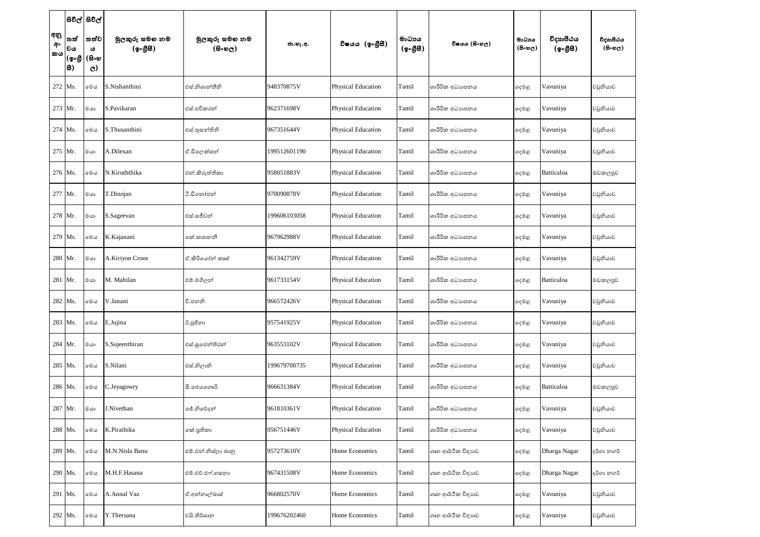| අනු අංකය | සිවිල් තත්වය (ඉංග්‍රීසි) | සිවිල් තත්වය (සිංහල) | මුලකුරු සමඟ නම (ඉංග්‍රීසි) | මුලකුරු සමඟ නම (සිංහල) | ජා.හැ.අ. | විෂයය (ඉංග්‍රීසි) | මාධ්‍යය (ඉංග්‍රීසි) | විෂයය (සිංහල) | මාධ්‍යය (සිංහල) | විද්‍යාපීඨය (ඉංග්‍රීසි) | විද්‍යාපීඨය (සිංහල) |
|---|---|---|---|---|---|---|---|---|---|---|---|
| 272 | Ms. | මෙය | S.Nishanthini | එස්.නිශාන්තිනි | 948370875V | Physical Education | Tamil | ශාරීරික අධ්‍යාපනය | දෙමළ | Vavuniya | වවුනියාව |
| 273 | Mr. | මයා | S.Pavikaran | එස්.පවිකරන් | 962371698V | Physical Education | Tamil | ශාරීරික අධ්‍යාපනය | දෙමළ | Vavuniya | වවුනියාව |
| 274 | Ms. | මෙය | S.Thusanthini | එස්.තුසන්තිනි | 967351644V | Physical Education | Tamil | ශාරීරික අධ්‍යාපනය | දෙමළ | Vavuniya | වවුනියාව |
| 275 | Mr. | මයා | A.Dilexan | ඒ.ඩිලෙක්සන් | 199512601190 | Physical Education | Tamil | ශාරීරික අධ්‍යාපනය | දෙමළ | Vavuniya | වවුනියාව |
| 276 | Ms. | මෙය | N.Kiruththika | එන්.කිරුත්තිකා | 958051883V | Physical Education | Tamil | ශාරීරික අධ්‍යාපනය | දෙමළ | Batticaloa | මඩකලපුව |
| 277 | Mr. | මයා | T.Dinojan | ටී.ඩිනෝජන් | 970090878V | Physical Education | Tamil | ශාරීරික අධ්‍යාපනය | දෙමළ | Vavuniya | වවුනියාව |
| 278 | Mr. | මයා | S.Sageevan | එස්.සජීවන් | 199606103058 | Physical Education | Tamil | ශාරීරික අධ්‍යාපනය | දෙමළ | Vavuniya | වවුනියාව |
| 279 | Ms. | මෙය | K.Kajanani | කේ.කජානනි | 967962988V | Physical Education | Tamil | ශාරීරික අධ්‍යාපනය | දෙමළ | Vavuniya | වවුනියාව |
| 280 | Mr. | මයා | A.Kiriyon Croos | ඒ.කිරියෝන් කෲස් | 961342759V | Physical Education | Tamil | ශාරීරික අධ්‍යාපනය | දෙමළ | Vavuniya | වවුනියාව |
| 281 | Mr. | මයා | M. Mahilan | එම්.මහිලන් | 961733154V | Physical Education | Tamil | ශාරීරික අධ්‍යාපනය | දෙමළ | Batticaloa | මඩකලපුව |
| 282 | Ms. | මෙය | V.Janani | වී.ජනනි | 966572426V | Physical Education | Tamil | ශාරීරික අධ්‍යාපනය | දෙමළ | Vavuniya | වවුනියාව |
| 283 | Ms. | මෙය | E.Jujina | ඊ.ජුජිනා | 957541925V | Physical Education | Tamil | ශාරීරික අධ්‍යාපනය | දෙමළ | Vavuniya | වවුනියාව |
| 284 | Mr. | මයා | S.Sujeenthiran | එස්.සුජෙන්තිරන් | 963553102V | Physical Education | Tamil | ශාරීරික අධ්‍යාපනය | දෙමළ | Vavuniya | වවුනියාව |
| 285 | Ms. | මෙය | S.Nilani | එස්.නිලානි | 199679700735 | Physical Education | Tamil | ශාරීරික අධ්‍යාපනය | දෙමළ | Vavuniya | වවුනියාව |
| 286 | Ms. | මෙය | C.Jeyagowry | සී.ජෙයගෞරි | 966631384V | Physical Education | Tamil | ශාරීරික අධ්‍යාපනය | දෙමළ | Batticaloa | මඩකලපුව |
| 287 | Mr. | මයා | J.Nivethan | ජේ.නිවේදන් | 961810361V | Physical Education | Tamil | ශාරීරික අධ්‍යාපනය | දෙමළ | Vavuniya | වවුනියාව |
| 288 | Ms. | මෙය | K.Pirathika | කේ.ප්‍රතිකා | 956751446V | Physical Education | Tamil | ශාරීරික අධ්‍යාපනය | දෙමළ | Vavuniya | වවුනියාව |
| 289 | Ms. | මෙය | M.N.Nisla Banu | එම්.එන්.නිස්ලා බානු | 957273610V | Home Economics | Tamil | ගෘහ ආර්ථික විද්‍යාව | දෙමළ | Dharga Nagar | දර්ගා නගර් |
| 290 | Ms. | මෙය | M.H.F.Hasana | එම්.එච්.එෆ්.හසනා | 967431508V | Home Economics | Tamil | ගෘහ ආර්ථික විද්‍යාව | දෙමළ | Dharga Nagar | දර්ගා නගර් |
| 291 | Ms. | මෙය | A.Annal Vaz | ඒ.අන්නාල්වාස් | 966802570V | Home Economics | Tamil | ගෘහ ආර්ථික විද්‍යාව | දෙමළ | Vavuniya | වවුනියාව |
| 292 | Ms. | මෙය | Y.Thersana | වයි.තර්ශනා | 199676202460 | Home Economics | Tamil | ගෘහ ආර්ථික විද්‍යාව | දෙමළ | Vavuniya | වවුනියාව |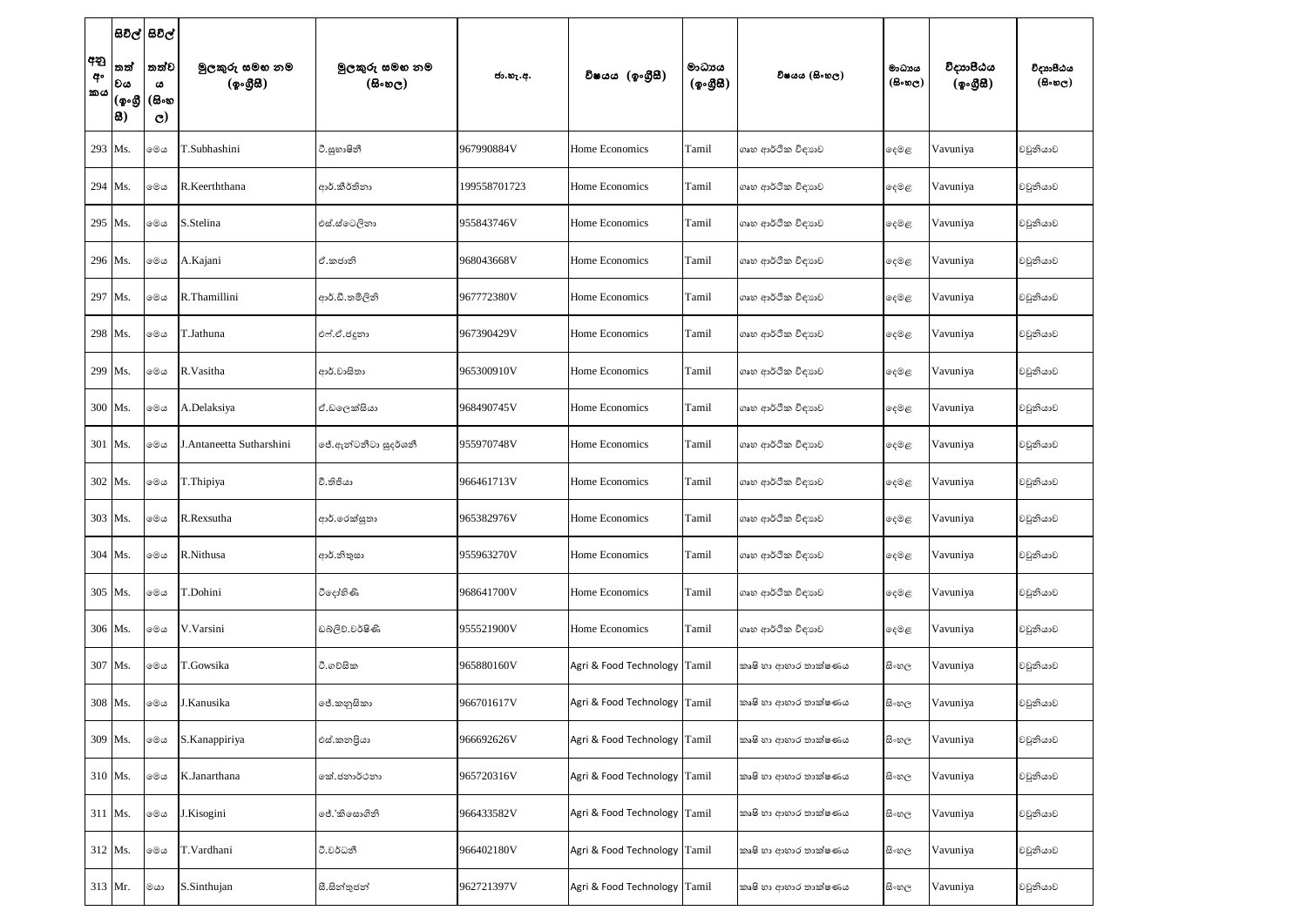| අනු අංකය | සිවිල් තත්වය (ඉංග්‍රීසි) | සිවිල් තත්වය (සිංහල) | මුලකුරු සමඟ නම (ඉංග්‍රීසි) | මුලකුරු සමඟ නම (සිංහල) | ජා.හැ.අ. | විෂයය (ඉංග්‍රීසි) | මාධ්‍යය (ඉංග්‍රීසි) | විෂයය (සිංහල) | මාධ්‍යය (සිංහල) | විද්‍යාපීඨය (ඉංග්‍රීසි) | විද්‍යාපීඨය (සිංහල) |
|---|---|---|---|---|---|---|---|---|---|---|---|
| 293 | Ms. | මෙය | T.Subhashini | ටී.සුභාෂිනී | 967990884V | Home Economics | Tamil | ගෘහ ආර්ථික විද්‍යාව | දෙමළ | Vavuniya | වවුනියාව |
| 294 | Ms. | මෙය | R.Keerththana | ආර්.කීර්තනා | 199558701723 | Home Economics | Tamil | ගෘහ ආර්ථික විද්‍යාව | දෙමළ | Vavuniya | වවුනියාව |
| 295 | Ms. | මෙය | S.Stelina | එස්.ස්ටෙලිනා | 955843746V | Home Economics | Tamil | ගෘහ ආර්ථික විද්‍යාව | දෙමළ | Vavuniya | වවුනියාව |
| 296 | Ms. | මෙය | A.Kajani | ඒ.කජානි | 968043668V | Home Economics | Tamil | ගෘහ ආර්ථික විද්‍යාව | දෙමළ | Vavuniya | වවුනියාව |
| 297 | Ms. | මෙය | R.Thamillini | ආර්.ඩී.තමිලිනි | 967772380V | Home Economics | Tamil | ගෘහ ආර්ථික විද්‍යාව | දෙමළ | Vavuniya | වවුනියාව |
| 298 | Ms. | මෙය | T.Jathuna | එෆ්.ඒ.ජදුනා | 967390429V | Home Economics | Tamil | ගෘහ ආර්ථික විද්‍යාව | දෙමළ | Vavuniya | වවුනියාව |
| 299 | Ms. | මෙය | R.Vasitha | ආර්.වාසිතා | 965300910V | Home Economics | Tamil | ගෘහ ආර්ථික විද්‍යාව | දෙමළ | Vavuniya | වවුනියාව |
| 300 | Ms. | මෙය | A.Delaksiya | ඒ.ඩෙලක්සියා | 968490745V | Home Economics | Tamil | ගෘහ ආර්ථික විද්‍යාව | දෙමළ | Vavuniya | වවුනියාව |
| 301 | Ms. | මෙය | J.Antaneetta Sutharshini | ජේ.ඇන්ටනීටා සුදර්ශනී | 955970748V | Home Economics | Tamil | ගෘහ ආර්ථික විද්‍යාව | දෙමළ | Vavuniya | වවුනියාව |
| 302 | Ms. | මෙය | T.Thipiya | ටී.තිපියා | 966461713V | Home Economics | Tamil | ගෘහ ආර්ථික විද්‍යාව | දෙමළ | Vavuniya | වවුනියාව |
| 303 | Ms. | මෙය | R.Rexsutha | ආර්.රෙක්සුතා | 965382976V | Home Economics | Tamil | ගෘහ ආර්ථික විද්‍යාව | දෙමළ | Vavuniya | වවුනියාව |
| 304 | Ms. | මෙය | R.Nithusa | ආර්.නිතුසා | 955963270V | Home Economics | Tamil | ගෘහ ආර්ථික විද්‍යාව | දෙමළ | Vavuniya | වවුනියාව |
| 305 | Ms. | මෙය | T.Dohini | ටීදෝහිණි | 968641700V | Home Economics | Tamil | ගෘහ ආර්ථික විද්‍යාව | දෙමළ | Vavuniya | වවුනියාව |
| 306 | Ms. | මෙය | V.Varsini | ඩබ්ලිව්.වර්ෂිණි | 955521900V | Home Economics | Tamil | ගෘහ ආර්ථික විද්‍යාව | දෙමළ | Vavuniya | වවුනියාව |
| 307 | Ms. | මෙය | T.Gowsika | ටී.ගව්සික | 965880160V | Agri & Food Technology | Tamil | කෘෂි හා ආහාර තාක්ෂණය | සිංහල | Vavuniya | වවුනියාව |
| 308 | Ms. | මෙය | J.Kanusika | ජේ.කනුසිකා | 966701617V | Agri & Food Technology | Tamil | කෘෂි හා ආහාර තාක්ෂණය | සිංහල | Vavuniya | වවුනියාව |
| 309 | Ms. | මෙය | S.Kanappiriya | එස්.කනප්‍රියා | 966692626V | Agri & Food Technology | Tamil | කෘෂි හා ආහාර තාක්ෂණය | සිංහල | Vavuniya | වවුනියාව |
| 310 | Ms. | මෙය | K.Janarthana | කේ.ජනාර්ථනා | 965720316V | Agri & Food Technology | Tamil | කෘෂි හා ආහාර තාක්ෂණය | සිංහල | Vavuniya | වවුනියාව |
| 311 | Ms. | මෙය | J.Kisogini | ජේ.'කිසොගිනි | 966433582V | Agri & Food Technology | Tamil | කෘෂි හා ආහාර තාක්ෂණය | සිංහල | Vavuniya | වවුනියාව |
| 312 | Ms. | මෙය | T.Vardhani | ටී.වර්ධනී | 966402180V | Agri & Food Technology | Tamil | කෘෂි හා ආහාර තාක්ෂණය | සිංහල | Vavuniya | වවුනියාව |
| 313 | Mr. | මයා | S.Sinthujan | සී.සින්තුජන් | 962721397V | Agri & Food Technology | Tamil | කෘෂි හා ආහාර තාක්ෂණය | සිංහල | Vavuniya | වවුනියාව |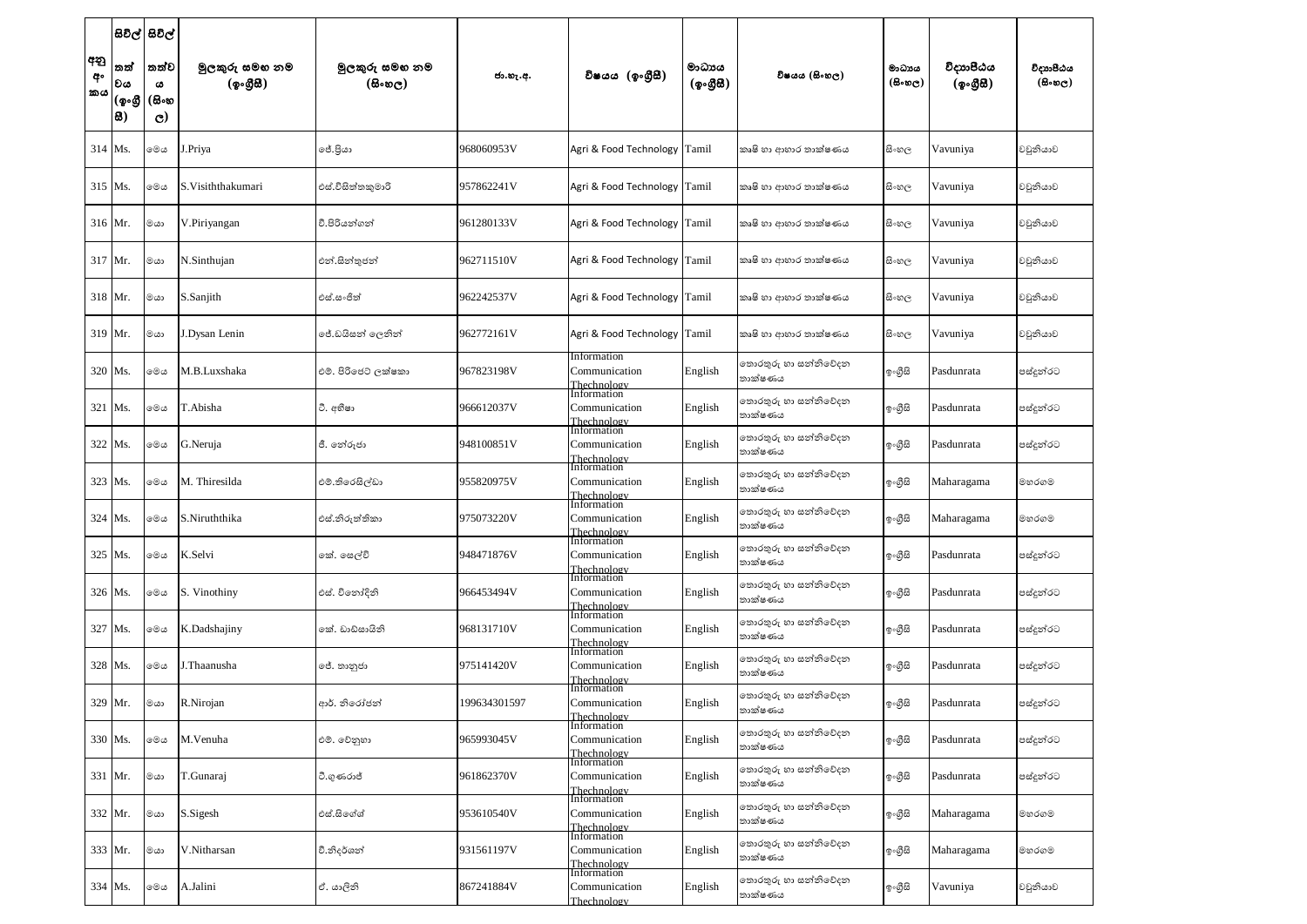| අනු අංකය | සිවිල් තත්වය (ඉංග්‍රීසි) | සිවිල් තත්වය (සිංහල) | මුලකුරු සමඟ නම (ඉංග්‍රීසි) | මුලකුරු සමඟ නම (සිංහල) | ජා.හැ.අ. | විෂයය (ඉංග්‍රීසි) | මාධ්‍යය (ඉංග්‍රීසි) | විෂයය (සිංහල) | මාධ්‍යය (සිංහල) | විද්‍යාපීඨය (ඉංග්‍රීසි) | විද්‍යාපීඨය (සිංහල) |
|---|---|---|---|---|---|---|---|---|---|---|---|
| 314 | Ms. | මෙය | J.Priya | ජේ.ප්‍රියා | 968060953V | Agri & Food Technology | Tamil | කෘෂි හා ආහාර තාක්ෂණය | සිංහල | Vavuniya | වවුනියාව |
| 315 | Ms. | මෙය | S.Visiththakumari | එස්.විසිත්තකුමාරි | 957862241V | Agri & Food Technology | Tamil | කෘෂි හා ආහාර තාක්ෂණය | සිංහල | Vavuniya | වවුනියාව |
| 316 | Mr. | මයා | V.Piriyangan | වී.පිරියන්ගන් | 961280133V | Agri & Food Technology | Tamil | කෘෂි හා ආහාර තාක්ෂණය | සිංහල | Vavuniya | වවුනියාව |
| 317 | Mr. | මයා | N.Sinthujan | එන්.සින්තුජන් | 962711510V | Agri & Food Technology | Tamil | කෘෂි හා ආහාර තාක්ෂණය | සිංහල | Vavuniya | වවුනියාව |
| 318 | Mr. | මයා | S.Sanjith | එස්.සංජිත් | 962242537V | Agri & Food Technology | Tamil | කෘෂි හා ආහාර තාක්ෂණය | සිංහල | Vavuniya | වවුනියාව |
| 319 | Mr. | මයා | J.Dysan Lenin | ජේ.ඩයිසන් ලෙනින් | 962772161V | Agri & Food Technology | Tamil | කෘෂි හා ආහාර තාක්ෂණය | සිංහල | Vavuniya | වවුනියාව |
| 320 | Ms. | මෙය | M.B.Luxshaka | එම්. පිරිජෙට් ලක්ෂකා | 967823198V | Information Communication Thechnology | English | තොරතුරු හා සන්නිවේදන තාක්ෂණය | ඉංග්‍රීසි | Pasdunrata | පස්දුන්රට |
| 321 | Ms. | මෙය | T.Abisha | ටී. අභිෂා | 966612037V | Information Communication Thechnology | English | තොරතුරු හා සන්නිවේදන තාක්ෂණය | ඉංග්‍රීසි | Pasdunrata | පස්දුන්රට |
| 322 | Ms. | මෙය | G.Neruja | ජී. නේරුජා | 948100851V | Information Communication Thechnology | English | තොරතුරු හා සන්නිවේදන තාක්ෂණය | ඉංග්‍රීසි | Pasdunrata | පස්දුන්රට |
| 323 | Ms. | මෙය | M. Thiresilda | එම්.තිරෙසිල්ඩා | 955820975V | Information Communication Thechnology | English | තොරතුරු හා සන්නිවේදන තාක්ෂණය | ඉංග්‍රීසි | Maharagama | මහරගම |
| 324 | Ms. | මෙය | S.Niruththika | එස්.නිරුත්තිකා | 975073220V | Information Communication Thechnology | English | තොරතුරු හා සන්නිවේදන තාක්ෂණය | ඉංග්‍රීසි | Maharagama | මහරගම |
| 325 | Ms. | මෙය | K.Selvi | කේ. සෙල්වි | 948471876V | Information Communication Thechnology | English | තොරතුරු හා සන්නිවේදන තාක්ෂණය | ඉංග්‍රීසි | Pasdunrata | පස්දුන්රට |
| 326 | Ms. | මෙය | S. Vinothiny | එස්. විනෝදිනි | 966453494V | Information Communication Thechnology | English | තොරතුරු හා සන්නිවේදන තාක්ෂණය | ඉංග්‍රීසි | Pasdunrata | පස්දුන්රට |
| 327 | Ms. | මෙය | K.Dadshajiny | කේ. ඩාඩ්සායිනි | 968131710V | Information Communication Thechnology | English | තොරතුරු හා සන්නිවේදන තාක්ෂණය | ඉංග්‍රීසි | Pasdunrata | පස්දුන්රට |
| 328 | Ms. | මෙය | J.Thaanusha | ජේ. තානුජා | 975141420V | Information Communication Thechnology | English | තොරතුරු හා සන්නිවේදන තාක්ෂණය | ඉංග්‍රීසි | Pasdunrata | පස්දුන්රට |
| 329 | Mr. | මයා | R.Nirojan | ආර්. නිරෝජන් | 199634301597 | Information Communication Thechnology | English | තොරතුරු හා සන්නිවේදන තාක්ෂණය | ඉංග්‍රීසි | Pasdunrata | පස්දුන්රට |
| 330 | Ms. | මෙය | M.Venuha | එම්. වේනුහා | 965993045V | Information Communication Thechnology | English | තොරතුරු හා සන්නිවේදන තාක්ෂණය | ඉංග්‍රීසි | Pasdunrata | පස්දුන්රට |
| 331 | Mr. | මයා | T.Gunaraj | ටී.ගුණරාජ් | 961862370V | Information Communication Thechnology | English | තොරතුරු හා සන්නිවේදන තාක්ෂණය | ඉංග්‍රීසි | Pasdunrata | පස්දුන්රට |
| 332 | Mr. | මයා | S.Sigesh | එස්.සිගේශ් | 953610540V | Information Communication Thechnology | English | තොරතුරු හා සන්නිවේදන තාක්ෂණය | ඉංග්‍රීසි | Maharagama | මහරගම |
| 333 | Mr. | මයා | V.Nitharsan | වී.නිදර්ශන් | 931561197V | Information Communication Thechnology | English | තොරතුරු හා සන්නිවේදන තාක්ෂණය | ඉංග්‍රීසි | Maharagama | මහරගම |
| 334 | Ms. | මෙය | A.Jalini | ඒ. යාලිනි | 867241884V | Information Communication Thechnology | English | තොරතුරු හා සන්නිවේදන තාක්ෂණය | ඉංග්‍රීසි | Vavuniya | වවුනියාව |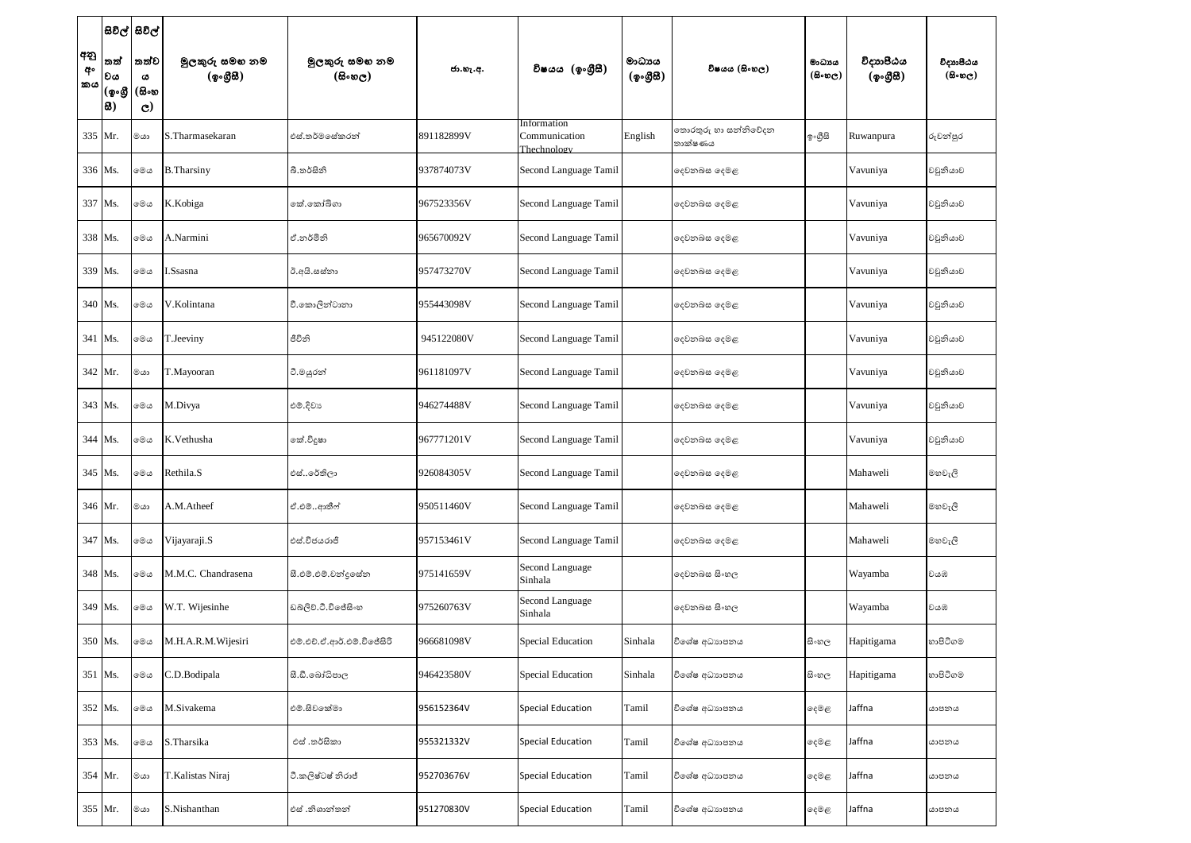| අනු අංකය | සිවිල් තත්වය (ඉංග්‍රීසි) | සිවිල් තත්වය (සිංහල) | මුලකුරු සමඟ නම (ඉංග්‍රීසි) | මුලකුරු සමඟ නම (සිංහල) | ජා.හැ.අ. | විෂයය (ඉංග්‍රීසි) | මාධ්‍යය (ඉංග්‍රීසි) | විෂයය (සිංහල) | මාධ්‍යය (සිංහල) | විද්‍යාපීඨය (ඉංග්‍රීසි) | විද්‍යාපීඨය (සිංහල) |
|---|---|---|---|---|---|---|---|---|---|---|---|
| 335 | Mr. | මයා | S.Tharmasekaran | එස්.තර්මසේකරන් | 891182899V | Information Communication Thechnology | English | තොරතුරු හා සන්නිවේදන තාක්ෂණය | ඉංග්‍රීසි | Ruwanpura | රුවන්පුර |
| 336 | Ms. | මෙය | B.Tharsiny | බී.තර්සිනි | 937874073V | Second Language Tamil | | දෙවනබස දෙමළ | | Vavuniya | වවුනියාව |
| 337 | Ms. | මෙය | K.Kobiga | කේ.කෝබිගා | 967523356V | Second Language Tamil | | දෙවනබස දෙමළ | | Vavuniya | වවුනියාව |
| 338 | Ms. | මෙය | A.Narmini | ඒ.නර්මිනි | 965670092V | Second Language Tamil | | දෙවනබස දෙමළ | | Vavuniya | වවුනියාව |
| 339 | Ms. | මෙය | I.Ssasna | ඊ.අයි.සස්නා | 957473270V | Second Language Tamil | | දෙවනබස දෙමළ | | Vavuniya | වවුනියාව |
| 340 | Ms. | මෙය | V.Kolintana | වී.කොලින්ටානා | 955443098V | Second Language Tamil | | දෙවනබස දෙමළ | | Vavuniya | වවුනියාව |
| 341 | Ms. | මෙය | T.Jeeviny | ජීවිනි | 945122080V | Second Language Tamil | | දෙවනබස දෙමළ | | Vavuniya | වවුනියාව |
| 342 | Mr. | මයා | T.Mayooran | ටී.මයූරන් | 961181097V | Second Language Tamil | | දෙවනබස දෙමළ | | Vavuniya | වවුනියාව |
| 343 | Ms. | මෙය | M.Divya | එම්.දිව්‍ය | 946274488V | Second Language Tamil | | දෙවනබස දෙමළ | | Vavuniya | වවුනියාව |
| 344 | Ms. | මෙය | K.Vethusha | කේ.විදූෂා | 967771201V | Second Language Tamil | | දෙවනබස දෙමළ | | Vavuniya | වවුනියාව |
| 345 | Ms. | මෙය | Rethila.S | එස්..රේතිලා | 926084305V | Second Language Tamil | | දෙවනබස දෙමළ | | Mahaweli | මහවැලි |
| 346 | Mr. | මයා | A.M.Atheef | ඒ.එම්..ආතීෆ් | 950511460V | Second Language Tamil | | දෙවනබස දෙමළ | | Mahaweli | මහවැලි |
| 347 | Ms. | මෙය | Vijayaraji.S | එස්.විජයරාජි | 957153461V | Second Language Tamil | | දෙවනබස දෙමළ | | Mahaweli | මහවැලි |
| 348 | Ms. | මෙය | M.M.C. Chandrasena | සී.එම්.එම්.චන්ද්‍රසේන | 975141659V | Second Language Sinhala | | දෙවනබස සිංහල | | Wayamba | වයඹ |
| 349 | Ms. | මෙය | W.T. Wijesinhe | ඩබ්ලිව්.ටී.විජේසිංහ | 975260763V | Second Language Sinhala | | දෙවනබස සිංහල | | Wayamba | වයඹ |
| 350 | Ms. | මෙය | M.H.A.R.M.Wijesiri | එම්.එච්.ඒ.ආර්.එම්.විජේසිරි | 966681098V | Special Education | Sinhala | විශේෂ අධ්‍යාපනය | සිංහල | Hapitigama | හාපිටිගම |
| 351 | Ms. | මෙය | C.D.Bodipala | සී.ඩී.බෝධිපාල | 946423580V | Special Education | Sinhala | විශේෂ අධ්‍යාපනය | සිංහල | Hapitigama | හාපිටිගම |
| 352 | Ms. | මෙය | M.Sivakema | එම්.සිවකේමා | 956152364V | Special Education | Tamil | විශේෂ අධ්‍යාපනය | දෙමළ | Jaffna | යාපනය |
| 353 | Ms. | මෙය | S.Tharsika | එස් .තර්සිකා | 955321332V | Special Education | Tamil | විශේෂ අධ්‍යාපනය | දෙමළ | Jaffna | යාපනය |
| 354 | Mr. | මයා | T.Kalistas Niraj | ටී.කලිස්ටස් නිරාජ් | 952703676V | Special Education | Tamil | විශේෂ අධ්‍යාපනය | දෙමළ | Jaffna | යාපනය |
| 355 | Mr. | මයා | S.Nishanthan | එස් .නිශාන්තන් | 951270830V | Special Education | Tamil | විශේෂ අධ්‍යාපනය | දෙමළ | Jaffna | යාපනය |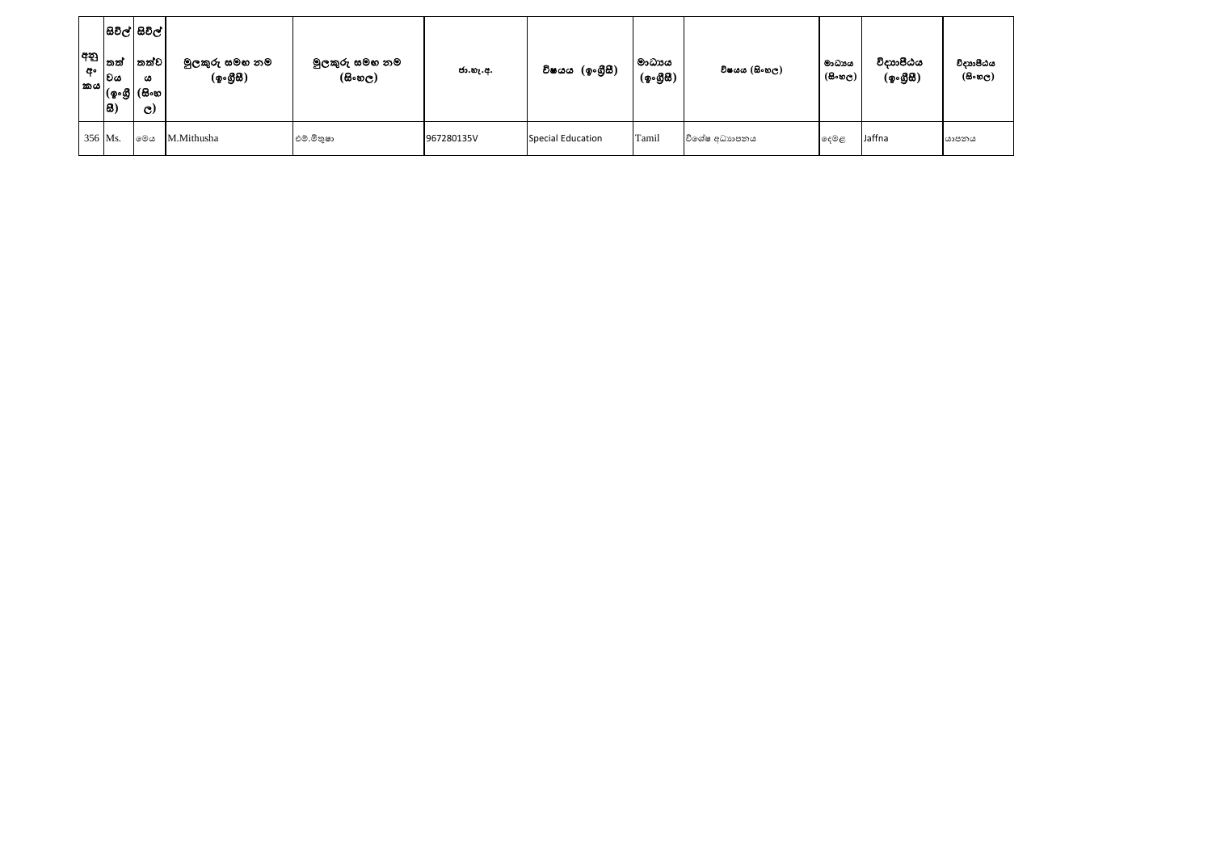| අනු අංකය | සිවිල් තත්වය (ඉංග්‍රීසි) | සිවිල් තත්වය (සිංහල) | මුලකුරු සමඟ නම (ඉංග්‍රීසි) | මුලකුරු සමඟ නම (සිංහල) | ජා.හැ.අ. | විෂයය (ඉංග්‍රීසි) | මාධ්‍යය (ඉංග්‍රීසි) | විෂයය (සිංහල) | මාධ්‍යය (සිංහල) | විද්‍යාපීඨය (ඉංග්‍රීසි) | විද්‍යාපීඨය (සිංහල) |
|---|---|---|---|---|---|---|---|---|---|---|---|
| 356 | Ms. | මෙය | M.Mithusha | එම්.මිතුෂා | 967280135V | Special Education | Tamil | විශේෂ අධ්‍යාපනය | දෙමළ | Jaffna | යාපනය |